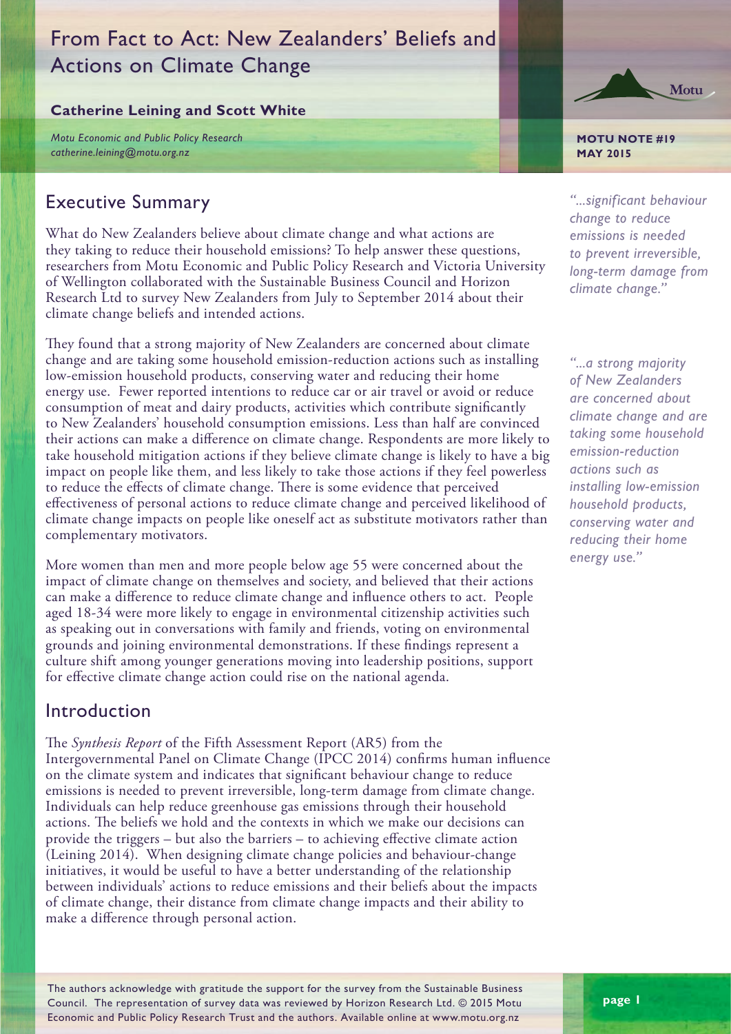# From Fact to Act: New Zealanders' Beliefs and Actions on Climate Change

**Catherine Leining and Scott White**

*Motu Economic and Public Policy Research*
*catherine.leining@motu.org.nz*

**MOTU NOTE #19**
**MAY 2015**

## Executive Summary

What do New Zealanders believe about climate change and what actions are they taking to reduce their household emissions? To help answer these questions, researchers from Motu Economic and Public Policy Research and Victoria University of Wellington collaborated with the Sustainable Business Council and Horizon Research Ltd to survey New Zealanders from July to September 2014 about their climate change beliefs and intended actions.

They found that a strong majority of New Zealanders are concerned about climate change and are taking some household emission-reduction actions such as installing low-emission household products, conserving water and reducing their home energy use. Fewer reported intentions to reduce car or air travel or avoid or reduce consumption of meat and dairy products, activities which contribute significantly to New Zealanders' household consumption emissions. Less than half are convinced their actions can make a difference on climate change. Respondents are more likely to take household mitigation actions if they believe climate change is likely to have a big impact on people like them, and less likely to take those actions if they feel powerless to reduce the effects of climate change. There is some evidence that perceived effectiveness of personal actions to reduce climate change and perceived likelihood of climate change impacts on people like oneself act as substitute motivators rather than complementary motivators.

More women than men and more people below age 55 were concerned about the impact of climate change on themselves and society, and believed that their actions can make a difference to reduce climate change and influence others to act. People aged 18-34 were more likely to engage in environmental citizenship activities such as speaking out in conversations with family and friends, voting on environmental grounds and joining environmental demonstrations. If these findings represent a culture shift among younger generations moving into leadership positions, support for effective climate change action could rise on the national agenda.

*"...significant behaviour change to reduce emissions is needed to prevent irreversible, long-term damage from climate change."*

*"...a strong majority of New Zealanders are concerned about climate change and are taking some household emission-reduction actions such as installing low-emission household products, conserving water and reducing their home energy use."*

## Introduction

The *Synthesis Report* of the Fifth Assessment Report (AR5) from the Intergovernmental Panel on Climate Change (IPCC 2014) confirms human influence on the climate system and indicates that significant behaviour change to reduce emissions is needed to prevent irreversible, long-term damage from climate change. Individuals can help reduce greenhouse gas emissions through their household actions. The beliefs we hold and the contexts in which we make our decisions can provide the triggers – but also the barriers – to achieving effective climate action (Leining 2014). When designing climate change policies and behaviour-change initiatives, it would be useful to have a better understanding of the relationship between individuals' actions to reduce emissions and their beliefs about the impacts of climate change, their distance from climate change impacts and their ability to make a difference through personal action.

The authors acknowledge with gratitude the support for the survey from the Sustainable Business Council. The representation of survey data was reviewed by Horizon Research Ltd. © 2015 Motu Economic and Public Policy Research Trust and the authors. Available online at www.motu.org.nz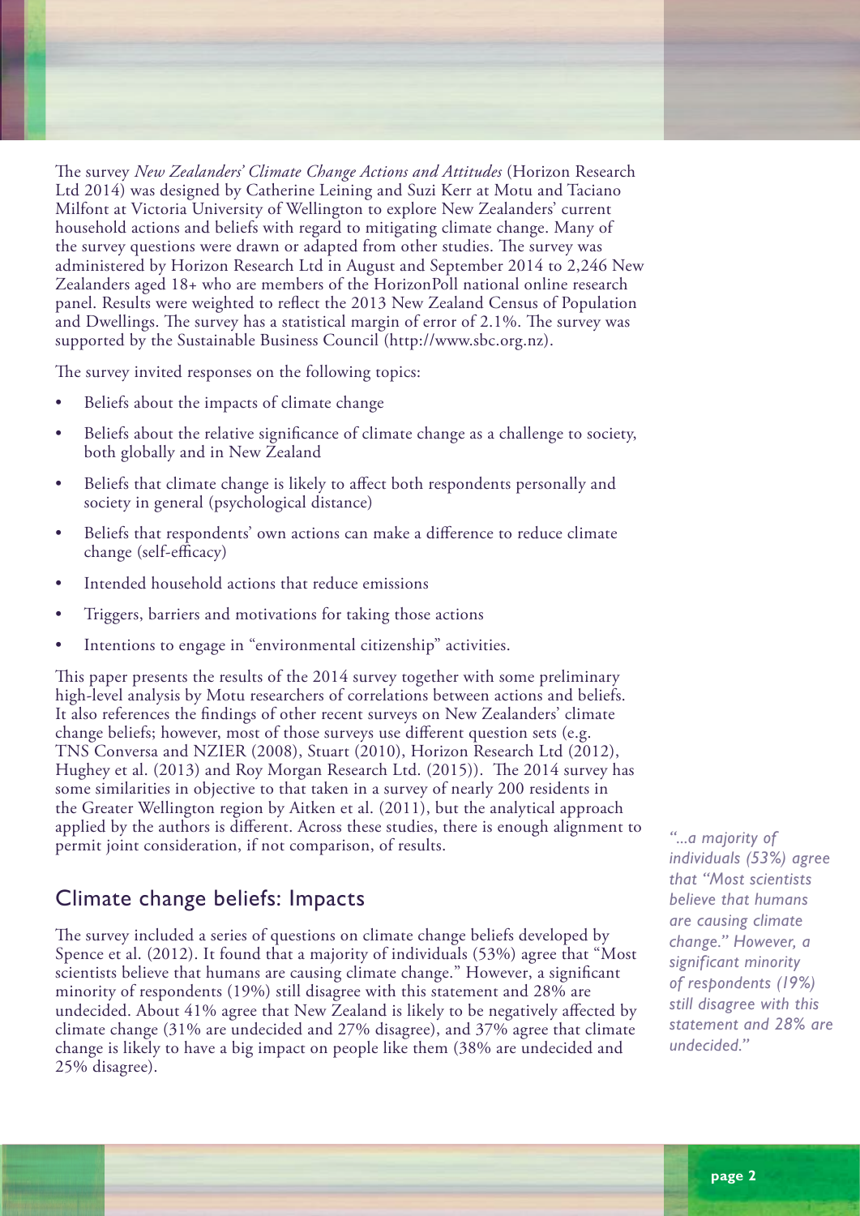The survey *New Zealanders' Climate Change Actions and Attitudes* (Horizon Research Ltd 2014) was designed by Catherine Leining and Suzi Kerr at Motu and Taciano Milfont at Victoria University of Wellington to explore New Zealanders' current household actions and beliefs with regard to mitigating climate change. Many of the survey questions were drawn or adapted from other studies. The survey was administered by Horizon Research Ltd in August and September 2014 to 2,246 New Zealanders aged 18+ who are members of the HorizonPoll national online research panel. Results were weighted to reflect the 2013 New Zealand Census of Population and Dwellings. The survey has a statistical margin of error of 2.1%. The survey was supported by the Sustainable Business Council (http://www.sbc.org.nz).

The survey invited responses on the following topics:

- Beliefs about the impacts of climate change
- Beliefs about the relative significance of climate change as a challenge to society, both globally and in New Zealand
- Beliefs that climate change is likely to affect both respondents personally and society in general (psychological distance)
- Beliefs that respondents' own actions can make a difference to reduce climate change (self-efficacy)
- Intended household actions that reduce emissions
- Triggers, barriers and motivations for taking those actions
- Intentions to engage in "environmental citizenship" activities.

This paper presents the results of the 2014 survey together with some preliminary high-level analysis by Motu researchers of correlations between actions and beliefs. It also references the findings of other recent surveys on New Zealanders' climate change beliefs; however, most of those surveys use different question sets (e.g. TNS Conversa and NZIER (2008), Stuart (2010), Horizon Research Ltd (2012), Hughey et al. (2013) and Roy Morgan Research Ltd. (2015)). The 2014 survey has some similarities in objective to that taken in a survey of nearly 200 residents in the Greater Wellington region by Aitken et al. (2011), but the analytical approach applied by the authors is different. Across these studies, there is enough alignment to permit joint consideration, if not comparison, of results.

## Climate change beliefs: Impacts

The survey included a series of questions on climate change beliefs developed by Spence et al. (2012). It found that a majority of individuals (53%) agree that "Most scientists believe that humans are causing climate change." However, a significant minority of respondents (19%) still disagree with this statement and 28% are undecided. About 41% agree that New Zealand is likely to be negatively affected by climate change (31% are undecided and 27% disagree), and 37% agree that climate change is likely to have a big impact on people like them (38% are undecided and 25% disagree).

*"...a majority of individuals (53%) agree that "Most scientists believe that humans are causing climate change." However, a significant minority of respondents (19%) still disagree with this statement and 28% are undecided."*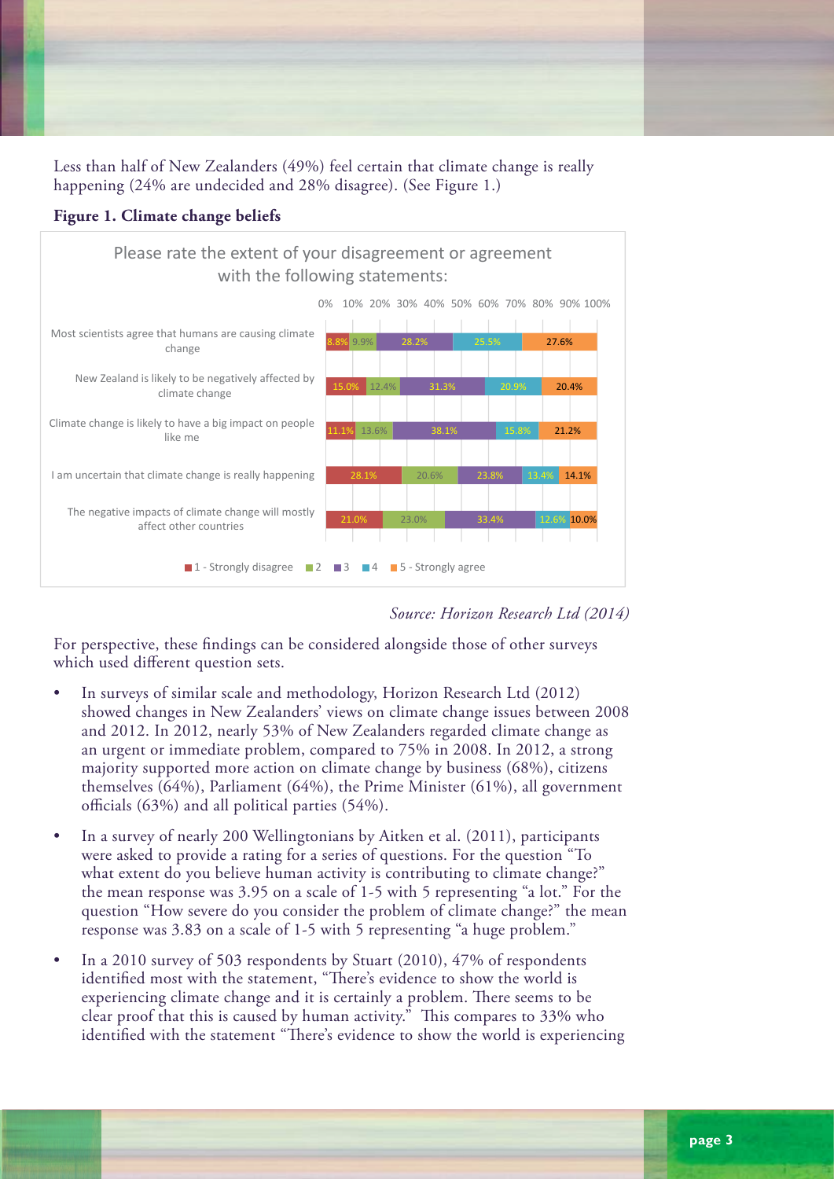Less than half of New Zealanders (49%) feel certain that climate change is really happening (24% are undecided and 28% disagree). (See Figure 1.)

**Figure 1. Climate change beliefs**

Please rate the extent of your disagreement or agreement with the following statements:

| Statement | 1 - Strongly disagree | 2 | 3 | 4 | 5 - Strongly agree |
|---|---|---|---|---|---|
| Most scientists agree that humans are causing climate change | 8.8% | 9.9% | 28.2% | 25.5% | 27.6% |
| New Zealand is likely to be negatively affected by climate change | 15.0% | 12.4% | 31.3% | 20.9% | 20.4% |
| Climate change is likely to have a big impact on people like me | 11.1% | 13.6% | 38.1% | 15.8% | 21.2% |
| I am uncertain that climate change is really happening | 28.1% | 20.6% | 23.8% | 13.4% | 14.1% |
| The negative impacts of climate change will mostly affect other countries | 21.0% | 23.0% | 33.4% | 12.6% | 10.0% |

*Source: Horizon Research Ltd (2014)*

For perspective, these findings can be considered alongside those of other surveys which used different question sets.

- In surveys of similar scale and methodology, Horizon Research Ltd (2012) showed changes in New Zealanders' views on climate change issues between 2008 and 2012. In 2012, nearly 53% of New Zealanders regarded climate change as an urgent or immediate problem, compared to 75% in 2008. In 2012, a strong majority supported more action on climate change by business (68%), citizens themselves (64%), Parliament (64%), the Prime Minister (61%), all government officials (63%) and all political parties (54%).
- In a survey of nearly 200 Wellingtonians by Aitken et al. (2011), participants were asked to provide a rating for a series of questions. For the question "To what extent do you believe human activity is contributing to climate change?" the mean response was 3.95 on a scale of 1-5 with 5 representing "a lot." For the question "How severe do you consider the problem of climate change?" the mean response was 3.83 on a scale of 1-5 with 5 representing "a huge problem."
- In a 2010 survey of 503 respondents by Stuart (2010), 47% of respondents identified most with the statement, "There's evidence to show the world is experiencing climate change and it is certainly a problem. There seems to be clear proof that this is caused by human activity." This compares to 33% who identified with the statement "There's evidence to show the world is experiencing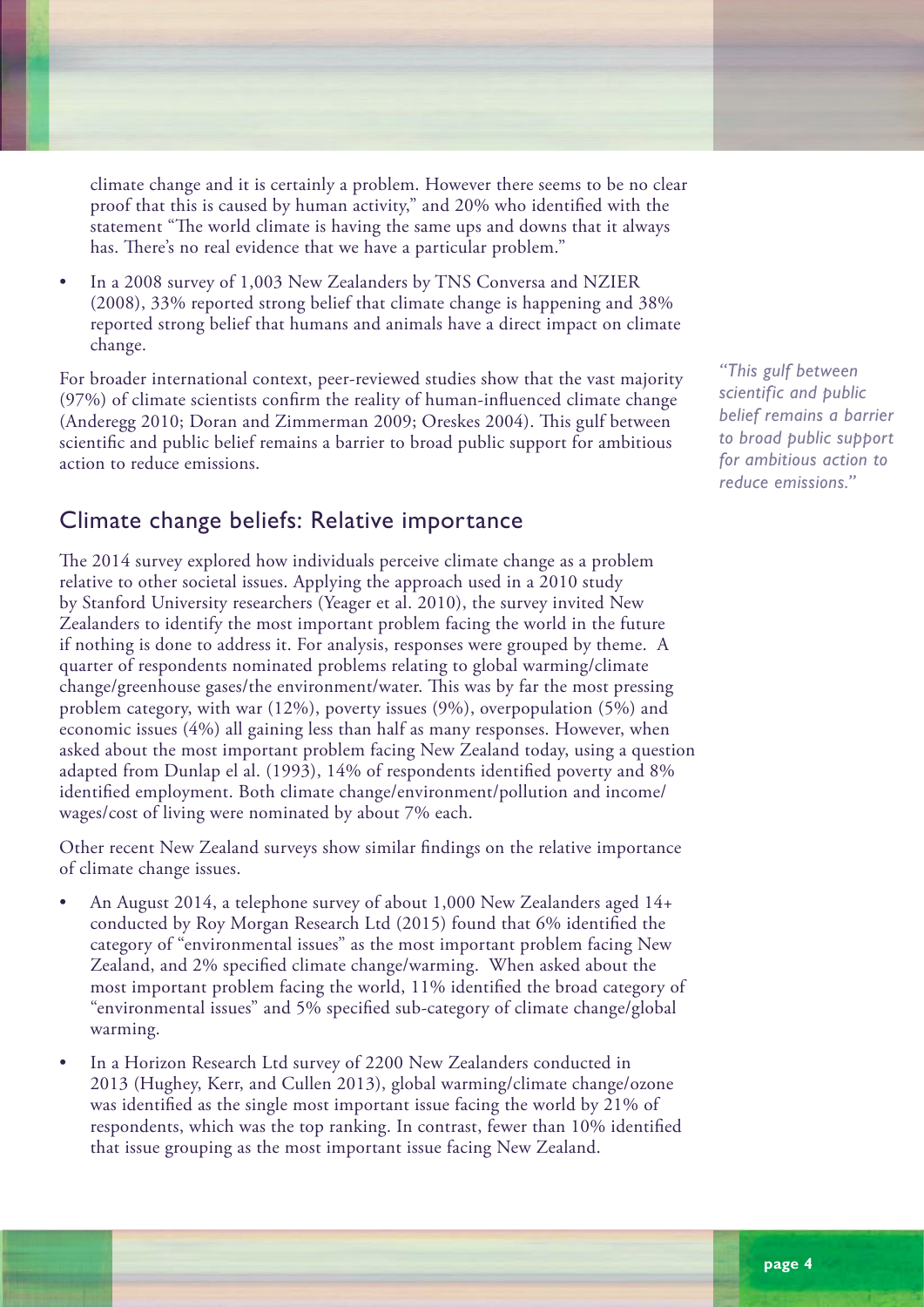climate change and it is certainly a problem. However there seems to be no clear proof that this is caused by human activity," and 20% who identified with the statement "The world climate is having the same ups and downs that it always has. There's no real evidence that we have a particular problem."

- In a 2008 survey of 1,003 New Zealanders by TNS Conversa and NZIER (2008), 33% reported strong belief that climate change is happening and 38% reported strong belief that humans and animals have a direct impact on climate change.

For broader international context, peer-reviewed studies show that the vast majority (97%) of climate scientists confirm the reality of human-influenced climate change (Anderegg 2010; Doran and Zimmerman 2009; Oreskes 2004). This gulf between scientific and public belief remains a barrier to broad public support for ambitious action to reduce emissions.

*"This gulf between scientific and public belief remains a barrier to broad public support for ambitious action to reduce emissions."*

## Climate change beliefs: Relative importance

The 2014 survey explored how individuals perceive climate change as a problem relative to other societal issues. Applying the approach used in a 2010 study by Stanford University researchers (Yeager et al. 2010), the survey invited New Zealanders to identify the most important problem facing the world in the future if nothing is done to address it. For analysis, responses were grouped by theme. A quarter of respondents nominated problems relating to global warming/climate change/greenhouse gases/the environment/water. This was by far the most pressing problem category, with war (12%), poverty issues (9%), overpopulation (5%) and economic issues (4%) all gaining less than half as many responses. However, when asked about the most important problem facing New Zealand today, using a question adapted from Dunlap el al. (1993), 14% of respondents identified poverty and 8% identified employment. Both climate change/environment/pollution and income/wages/cost of living were nominated by about 7% each.

Other recent New Zealand surveys show similar findings on the relative importance of climate change issues.

- An August 2014, a telephone survey of about 1,000 New Zealanders aged 14+ conducted by Roy Morgan Research Ltd (2015) found that 6% identified the category of "environmental issues" as the most important problem facing New Zealand, and 2% specified climate change/warming. When asked about the most important problem facing the world, 11% identified the broad category of "environmental issues" and 5% specified sub-category of climate change/global warming.
- In a Horizon Research Ltd survey of 2200 New Zealanders conducted in 2013 (Hughey, Kerr, and Cullen 2013), global warming/climate change/ozone was identified as the single most important issue facing the world by 21% of respondents, which was the top ranking. In contrast, fewer than 10% identified that issue grouping as the most important issue facing New Zealand.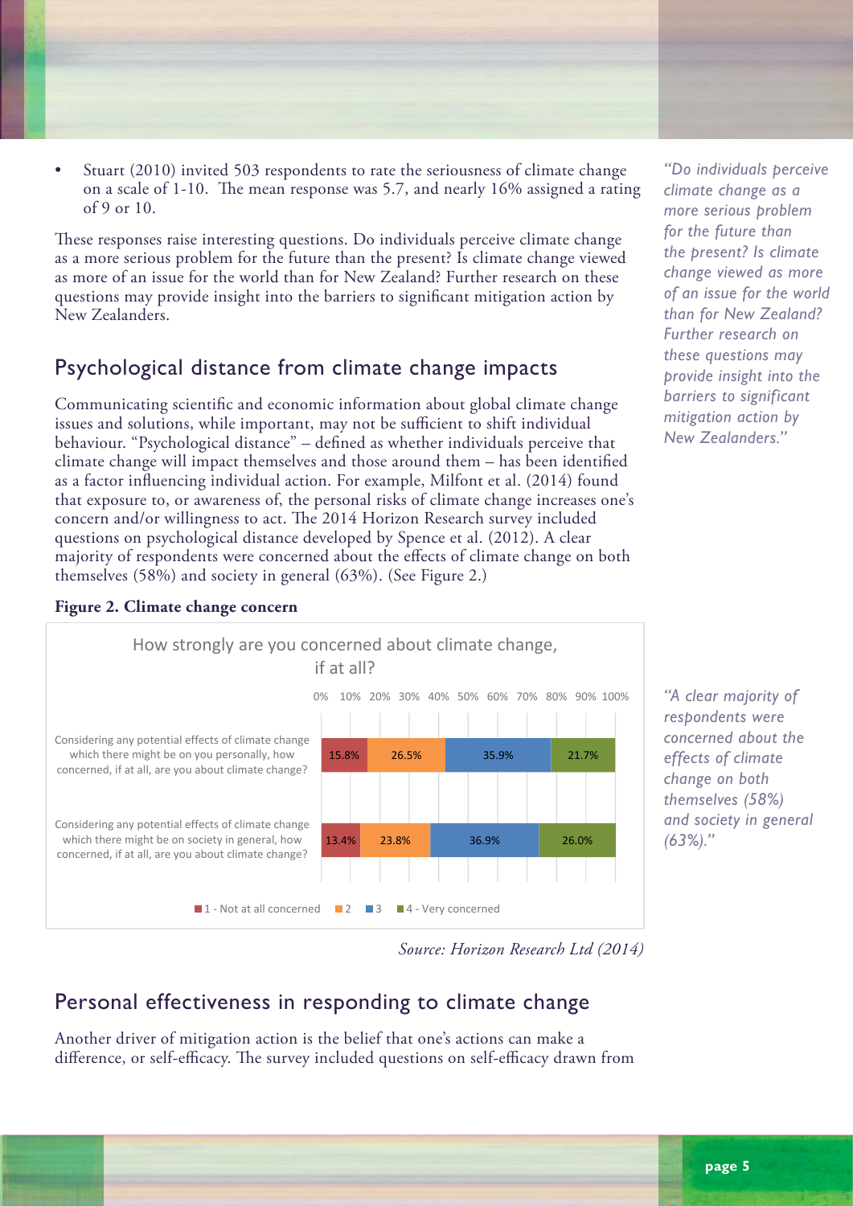- Stuart (2010) invited 503 respondents to rate the seriousness of climate change on a scale of 1-10. The mean response was 5.7, and nearly 16% assigned a rating of 9 or 10.

These responses raise interesting questions. Do individuals perceive climate change as a more serious problem for the future than the present? Is climate change viewed as more of an issue for the world than for New Zealand? Further research on these questions may provide insight into the barriers to significant mitigation action by New Zealanders.

*"Do individuals perceive climate change as a more serious problem for the future than the present? Is climate change viewed as more of an issue for the world than for New Zealand? Further research on these questions may provide insight into the barriers to significant mitigation action by New Zealanders."*

## Psychological distance from climate change impacts

Communicating scientific and economic information about global climate change issues and solutions, while important, may not be sufficient to shift individual behaviour. "Psychological distance" – defined as whether individuals perceive that climate change will impact themselves and those around them – has been identified as a factor influencing individual action. For example, Milfont et al. (2014) found that exposure to, or awareness of, the personal risks of climate change increases one's concern and/or willingness to act. The 2014 Horizon Research survey included questions on psychological distance developed by Spence et al. (2012). A clear majority of respondents were concerned about the effects of climate change on both themselves (58%) and society in general (63%). (See Figure 2.)

**Figure 2. Climate change concern**

How strongly are you concerned about climate change, if at all?

| | 1 - Not at all concerned | 2 | 3 | 4 - Very concerned |
|---|---|---|---|---|
| Considering any potential effects of climate change which there might be on you personally, how concerned, if at all, are you about climate change? | 15.8% | 26.5% | 35.9% | 21.7% |
| Considering any potential effects of climate change which there might be on society in general, how concerned, if at all, are you about climate change? | 13.4% | 23.8% | 36.9% | 26.0% |

*Source: Horizon Research Ltd (2014)*

*"A clear majority of respondents were concerned about the effects of climate change on both themselves (58%) and society in general (63%)."*

## Personal effectiveness in responding to climate change

Another driver of mitigation action is the belief that one's actions can make a difference, or self-efficacy. The survey included questions on self-efficacy drawn from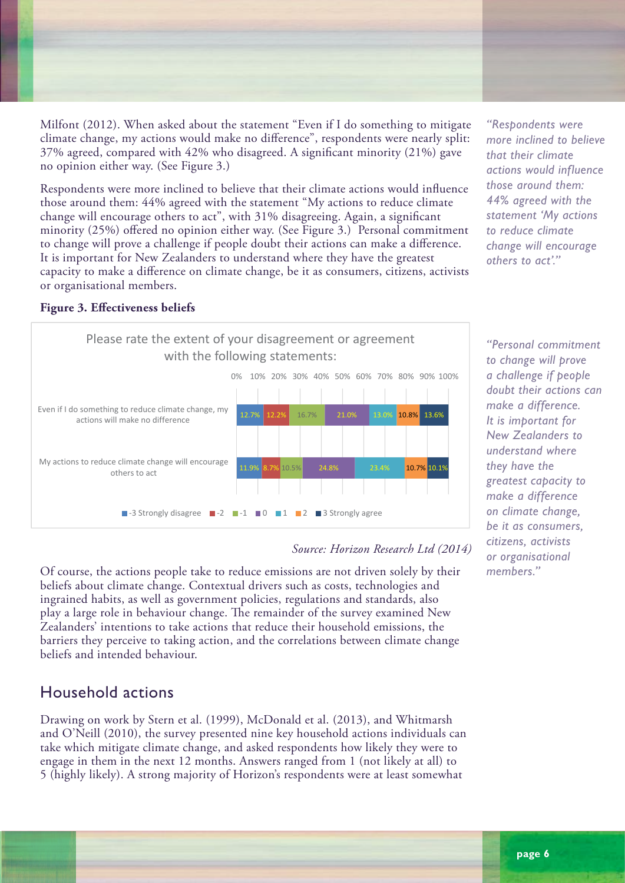Milfont (2012). When asked about the statement "Even if I do something to mitigate climate change, my actions would make no difference", respondents were nearly split: 37% agreed, compared with 42% who disagreed. A significant minority (21%) gave no opinion either way. (See Figure 3.)

Respondents were more inclined to believe that their climate actions would influence those around them: 44% agreed with the statement "My actions to reduce climate change will encourage others to act", with 31% disagreeing. Again, a significant minority (25%) offered no opinion either way. (See Figure 3.) Personal commitment to change will prove a challenge if people doubt their actions can make a difference. It is important for New Zealanders to understand where they have the greatest capacity to make a difference on climate change, be it as consumers, citizens, activists or organisational members.

*"Respondents were more inclined to believe that their climate actions would influence those around them: 44% agreed with the statement 'My actions to reduce climate change will encourage others to act'."*

**Figure 3. Effectiveness beliefs**

Please rate the extent of your disagreement or agreement with the following statements:

| Statement | -3 Strongly disagree | -2 | -1 | 0 | 1 | 2 | 3 Strongly agree |
|---|---|---|---|---|---|---|---|
| Even if I do something to reduce climate change, my actions will make no difference | 12.7% | 12.2% | 16.7% | 21.0% | 13.0% | 10.8% | 13.6% |
| My actions to reduce climate change will encourage others to act | 11.9% | 8.7% | 10.5% | 24.8% | 23.4% | 10.7% | 10.1% |

*Source: Horizon Research Ltd (2014)*

*"Personal commitment to change will prove a challenge if people doubt their actions can make a difference. It is important for New Zealanders to understand where they have the greatest capacity to make a difference on climate change, be it as consumers, citizens, activists or organisational members."*

Of course, the actions people take to reduce emissions are not driven solely by their beliefs about climate change. Contextual drivers such as costs, technologies and ingrained habits, as well as government policies, regulations and standards, also play a large role in behaviour change. The remainder of the survey examined New Zealanders' intentions to take actions that reduce their household emissions, the barriers they perceive to taking action, and the correlations between climate change beliefs and intended behaviour.

## Household actions

Drawing on work by Stern et al. (1999), McDonald et al. (2013), and Whitmarsh and O'Neill (2010), the survey presented nine key household actions individuals can take which mitigate climate change, and asked respondents how likely they were to engage in them in the next 12 months. Answers ranged from 1 (not likely at all) to 5 (highly likely). A strong majority of Horizon's respondents were at least somewhat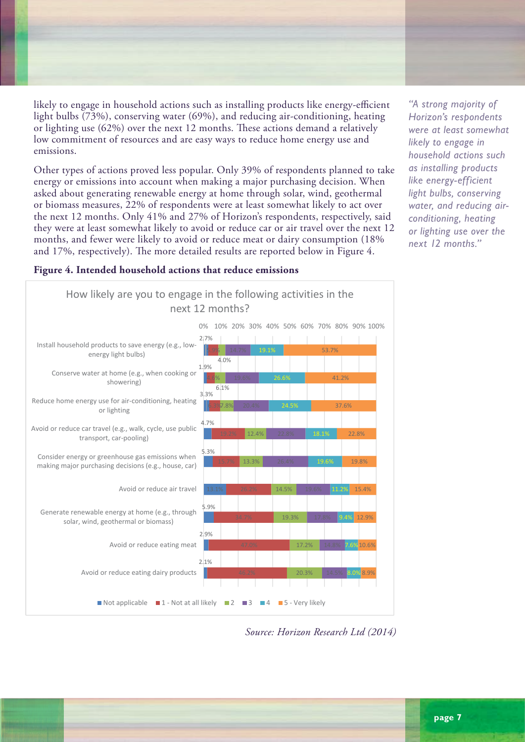likely to engage in household actions such as installing products like energy-efficient light bulbs (73%), conserving water (69%), and reducing air-conditioning, heating or lighting use (62%) over the next 12 months. These actions demand a relatively low commitment of resources and are easy ways to reduce home energy use and emissions.

Other types of actions proved less popular. Only 39% of respondents planned to take energy or emissions into account when making a major purchasing decision. When asked about generating renewable energy at home through solar, wind, geothermal or biomass measures, 22% of respondents were at least somewhat likely to act over the next 12 months. Only 41% and 27% of Horizon's respondents, respectively, said they were at least somewhat likely to avoid or reduce car or air travel over the next 12 months, and fewer were likely to avoid or reduce meat or dairy consumption (18% and 17%, respectively). The more detailed results are reported below in Figure 4.

*"A strong majority of Horizon's respondents were at least somewhat likely to engage in household actions such as installing products like energy-efficient light bulbs, conserving water, and reducing air-conditioning, heating or lighting use over the next 12 months."*

**Figure 4. Intended household actions that reduce emissions**

How likely are you to engage in the following activities in the next 12 months?

| Activity | Not applicable | 1 - Not at all likely | 2 | 3 | 4 | 5 - Very likely |
|---|---|---|---|---|---|---|
| Install household products to save energy (e.g., low-energy light bulbs) | 2.7% | 5.9% | 4.0% | 14.7% | 19.1% | 53.7% |
| Conserve water at home (e.g., when cooking or showering) | 1.9% | 4.6% | 6.1% | 19.6% | 26.6% | 41.2% |
| Reduce home energy use for air-conditioning, heating or lighting | 3.3% | 6.3% | 7.8% | 20.4% | 24.5% | 37.6% |
| Avoid or reduce car travel (e.g., walk, cycle, use public transport, car-pooling) | 4.7% | 19.2% | 12.4% | 22.8% | 18.1% | 22.8% |
| Consider energy or greenhouse gas emissions when making major purchasing decisions (e.g., house, car) | 5.3% | 15.7% | 13.3% | 26.4% | 19.6% | 19.8% |
| Avoid or reduce air travel | 13.1% | 26.2% | 14.5% | 19.6% | 11.2% | 15.4% |
| Generate renewable energy at home (e.g., through solar, wind, geothermal or biomass) | 5.9% | 34.7% | 19.3% | 17.8% | 9.4% | 12.9% |
| Avoid or reduce eating meat | 2.9% | 47.0% | 17.2% | 14.8% | 7.6% | 10.6% |
| Avoid or reduce eating dairy products | 2.1% | 46.3% | 20.3% | 14.5% | 8.0% | 8.9% |

*Source: Horizon Research Ltd (2014)*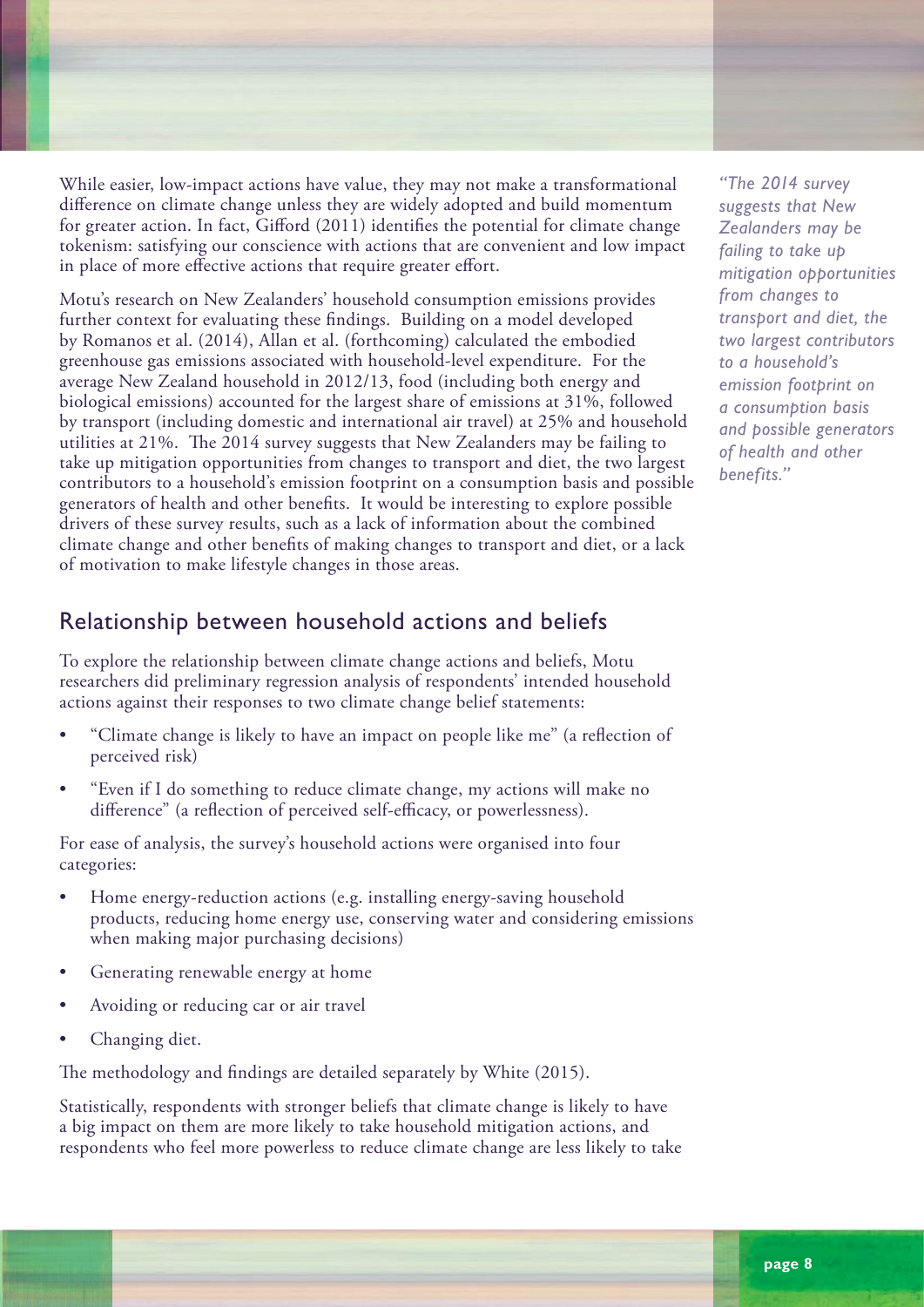While easier, low-impact actions have value, they may not make a transformational difference on climate change unless they are widely adopted and build momentum for greater action. In fact, Gifford (2011) identifies the potential for climate change tokenism: satisfying our conscience with actions that are convenient and low impact in place of more effective actions that require greater effort.

Motu's research on New Zealanders' household consumption emissions provides further context for evaluating these findings. Building on a model developed by Romanos et al. (2014), Allan et al. (forthcoming) calculated the embodied greenhouse gas emissions associated with household-level expenditure. For the average New Zealand household in 2012/13, food (including both energy and biological emissions) accounted for the largest share of emissions at 31%, followed by transport (including domestic and international air travel) at 25% and household utilities at 21%. The 2014 survey suggests that New Zealanders may be failing to take up mitigation opportunities from changes to transport and diet, the two largest contributors to a household's emission footprint on a consumption basis and possible generators of health and other benefits. It would be interesting to explore possible drivers of these survey results, such as a lack of information about the combined climate change and other benefits of making changes to transport and diet, or a lack of motivation to make lifestyle changes in those areas.

*"The 2014 survey suggests that New Zealanders may be failing to take up mitigation opportunities from changes to transport and diet, the two largest contributors to a household's emission footprint on a consumption basis and possible generators of health and other benefits."*

## Relationship between household actions and beliefs

To explore the relationship between climate change actions and beliefs, Motu researchers did preliminary regression analysis of respondents' intended household actions against their responses to two climate change belief statements:

- "Climate change is likely to have an impact on people like me" (a reflection of perceived risk)
- "Even if I do something to reduce climate change, my actions will make no difference" (a reflection of perceived self-efficacy, or powerlessness).

For ease of analysis, the survey's household actions were organised into four categories:

- Home energy-reduction actions (e.g. installing energy-saving household products, reducing home energy use, conserving water and considering emissions when making major purchasing decisions)
- Generating renewable energy at home
- Avoiding or reducing car or air travel
- Changing diet.

The methodology and findings are detailed separately by White (2015).

Statistically, respondents with stronger beliefs that climate change is likely to have a big impact on them are more likely to take household mitigation actions, and respondents who feel more powerless to reduce climate change are less likely to take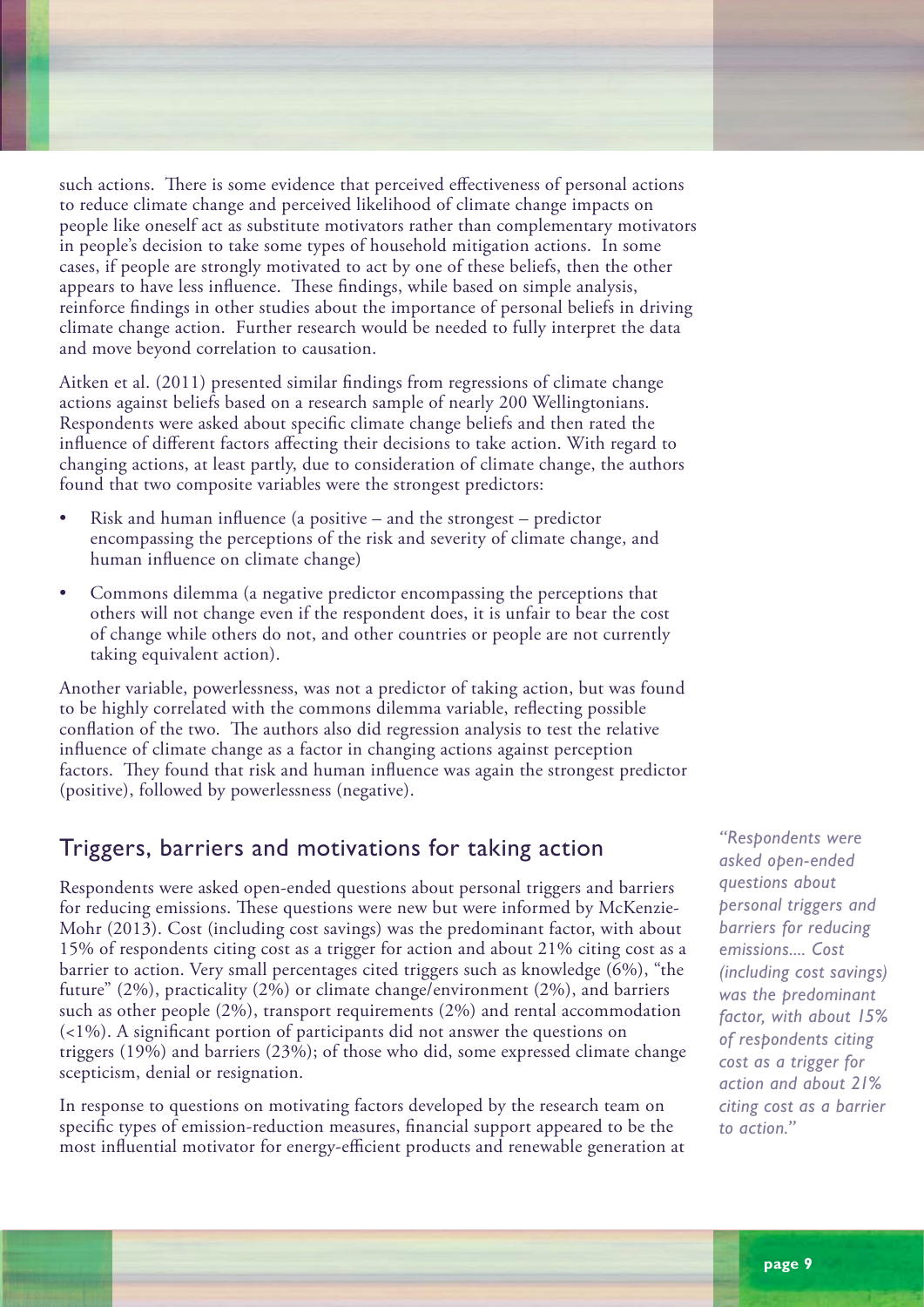such actions. There is some evidence that perceived effectiveness of personal actions to reduce climate change and perceived likelihood of climate change impacts on people like oneself act as substitute motivators rather than complementary motivators in people's decision to take some types of household mitigation actions. In some cases, if people are strongly motivated to act by one of these beliefs, then the other appears to have less influence. These findings, while based on simple analysis, reinforce findings in other studies about the importance of personal beliefs in driving climate change action. Further research would be needed to fully interpret the data and move beyond correlation to causation.

Aitken et al. (2011) presented similar findings from regressions of climate change actions against beliefs based on a research sample of nearly 200 Wellingtonians. Respondents were asked about specific climate change beliefs and then rated the influence of different factors affecting their decisions to take action. With regard to changing actions, at least partly, due to consideration of climate change, the authors found that two composite variables were the strongest predictors:

- Risk and human influence (a positive – and the strongest – predictor encompassing the perceptions of the risk and severity of climate change, and human influence on climate change)
- Commons dilemma (a negative predictor encompassing the perceptions that others will not change even if the respondent does, it is unfair to bear the cost of change while others do not, and other countries or people are not currently taking equivalent action).

Another variable, powerlessness, was not a predictor of taking action, but was found to be highly correlated with the commons dilemma variable, reflecting possible conflation of the two. The authors also did regression analysis to test the relative influence of climate change as a factor in changing actions against perception factors. They found that risk and human influence was again the strongest predictor (positive), followed by powerlessness (negative).

## Triggers, barriers and motivations for taking action

Respondents were asked open-ended questions about personal triggers and barriers for reducing emissions. These questions were new but were informed by McKenzie-Mohr (2013). Cost (including cost savings) was the predominant factor, with about 15% of respondents citing cost as a trigger for action and about 21% citing cost as a barrier to action. Very small percentages cited triggers such as knowledge (6%), "the future" (2%), practicality (2%) or climate change/environment (2%), and barriers such as other people (2%), transport requirements (2%) and rental accommodation (<1%). A significant portion of participants did not answer the questions on triggers (19%) and barriers (23%); of those who did, some expressed climate change scepticism, denial or resignation.

In response to questions on motivating factors developed by the research team on specific types of emission-reduction measures, financial support appeared to be the most influential motivator for energy-efficient products and renewable generation at

*"Respondents were asked open-ended questions about personal triggers and barriers for reducing emissions.... Cost (including cost savings) was the predominant factor, with about 15% of respondents citing cost as a trigger for action and about 21% citing cost as a barrier to action."*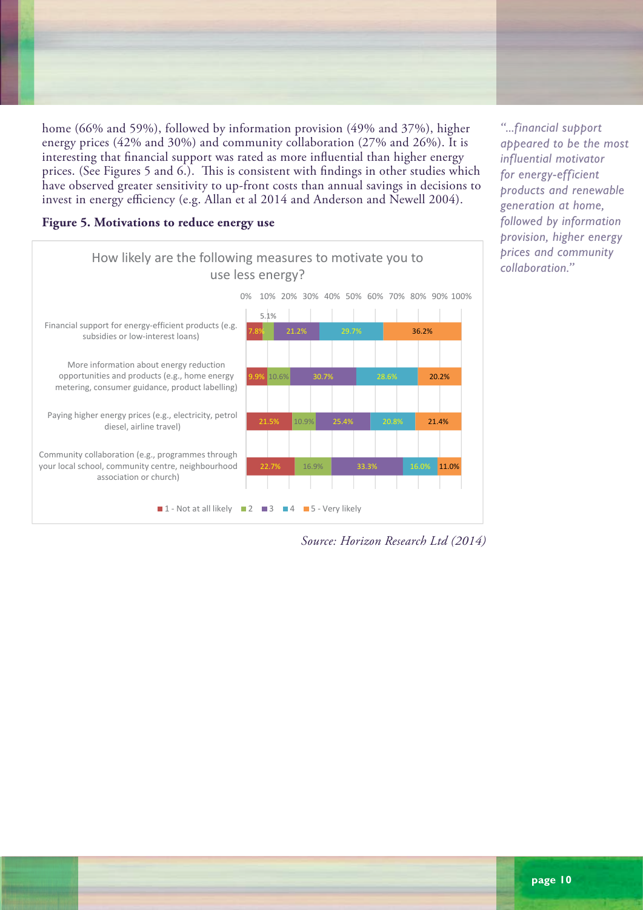home (66% and 59%), followed by information provision (49% and 37%), higher energy prices (42% and 30%) and community collaboration (27% and 26%). It is interesting that financial support was rated as more influential than higher energy prices. (See Figures 5 and 6.). This is consistent with findings in other studies which have observed greater sensitivity to up-front costs than annual savings in decisions to invest in energy efficiency (e.g. Allan et al 2014 and Anderson and Newell 2004).

*"...financial support appeared to be the most influential motivator for energy-efficient products and renewable generation at home, followed by information provision, higher energy prices and community collaboration."*

**Figure 5. Motivations to reduce energy use**

How likely are the following measures to motivate you to use less energy?

| Measure | 1 - Not at all likely | 2 | 3 | 4 | 5 - Very likely |
|---|---|---|---|---|---|
| Financial support for energy-efficient products (e.g. subsidies or low-interest loans) | 7.8% | 5.1% | 21.2% | 29.7% | 36.2% |
| More information about energy reduction opportunities and products (e.g., home energy metering, consumer guidance, product labelling) | 9.9% | 10.6% | 30.7% | 28.6% | 20.2% |
| Paying higher energy prices (e.g., electricity, petrol diesel, airline travel) | 21.5% | 10.9% | 25.4% | 20.8% | 21.4% |
| Community collaboration (e.g., programmes through your local school, community centre, neighbourhood association or church) | 22.7% | 16.9% | 33.3% | 16.0% | 11.0% |

*Source: Horizon Research Ltd (2014)*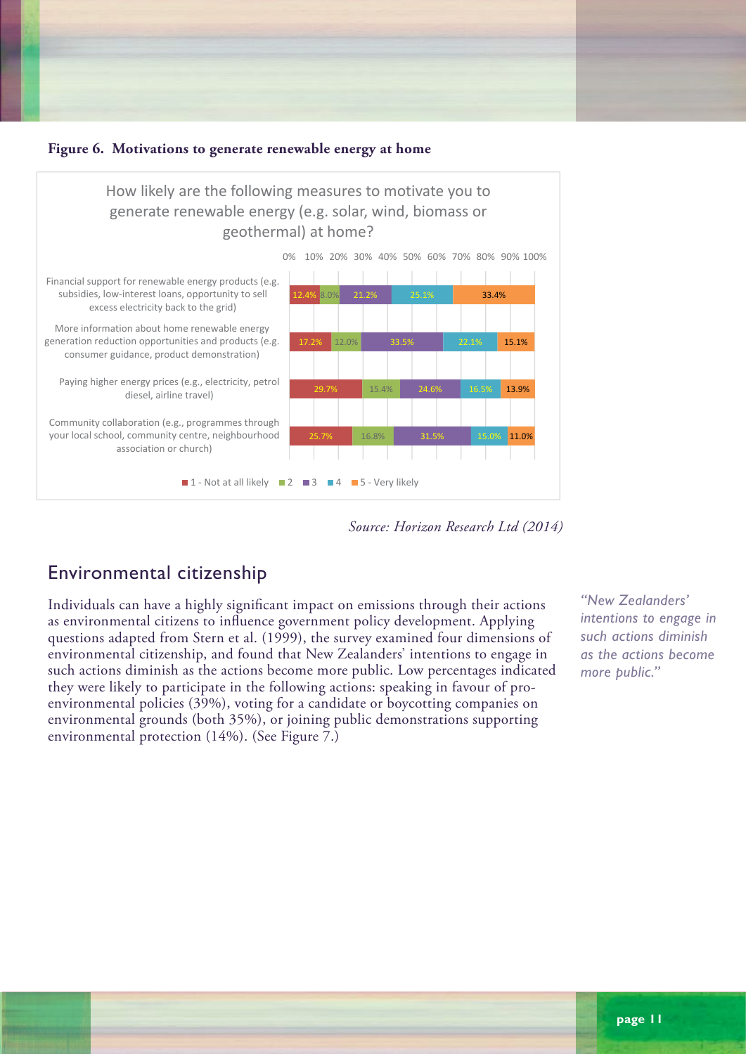**Figure 6. Motivations to generate renewable energy at home**

How likely are the following measures to motivate you to generate renewable energy (e.g. solar, wind, biomass or geothermal) at home?

| Measure | 1 - Not at all likely | 2 | 3 | 4 | 5 - Very likely |
|---|---|---|---|---|---|
| Financial support for renewable energy products (e.g. subsidies, low-interest loans, opportunity to sell excess electricity back to the grid) | 12.4% | 8.0% | 21.2% | 25.1% | 33.4% |
| More information about home renewable energy generation reduction opportunities and products (e.g. consumer guidance, product demonstration) | 17.2% | 12.0% | 33.5% | 22.1% | 15.1% |
| Paying higher energy prices (e.g., electricity, petrol diesel, airline travel) | 29.7% | 15.4% | 24.6% | 16.5% | 13.9% |
| Community collaboration (e.g., programmes through your local school, community centre, neighbourhood association or church) | 25.7% | 16.8% | 31.5% | 15.0% | 11.0% |

*Source: Horizon Research Ltd (2014)*

## Environmental citizenship

Individuals can have a highly significant impact on emissions through their actions as environmental citizens to influence government policy development. Applying questions adapted from Stern et al. (1999), the survey examined four dimensions of environmental citizenship, and found that New Zealanders' intentions to engage in such actions diminish as the actions become more public. Low percentages indicated they were likely to participate in the following actions: speaking in favour of pro-environmental policies (39%), voting for a candidate or boycotting companies on environmental grounds (both 35%), or joining public demonstrations supporting environmental protection (14%). (See Figure 7.)

*"New Zealanders' intentions to engage in such actions diminish as the actions become more public."*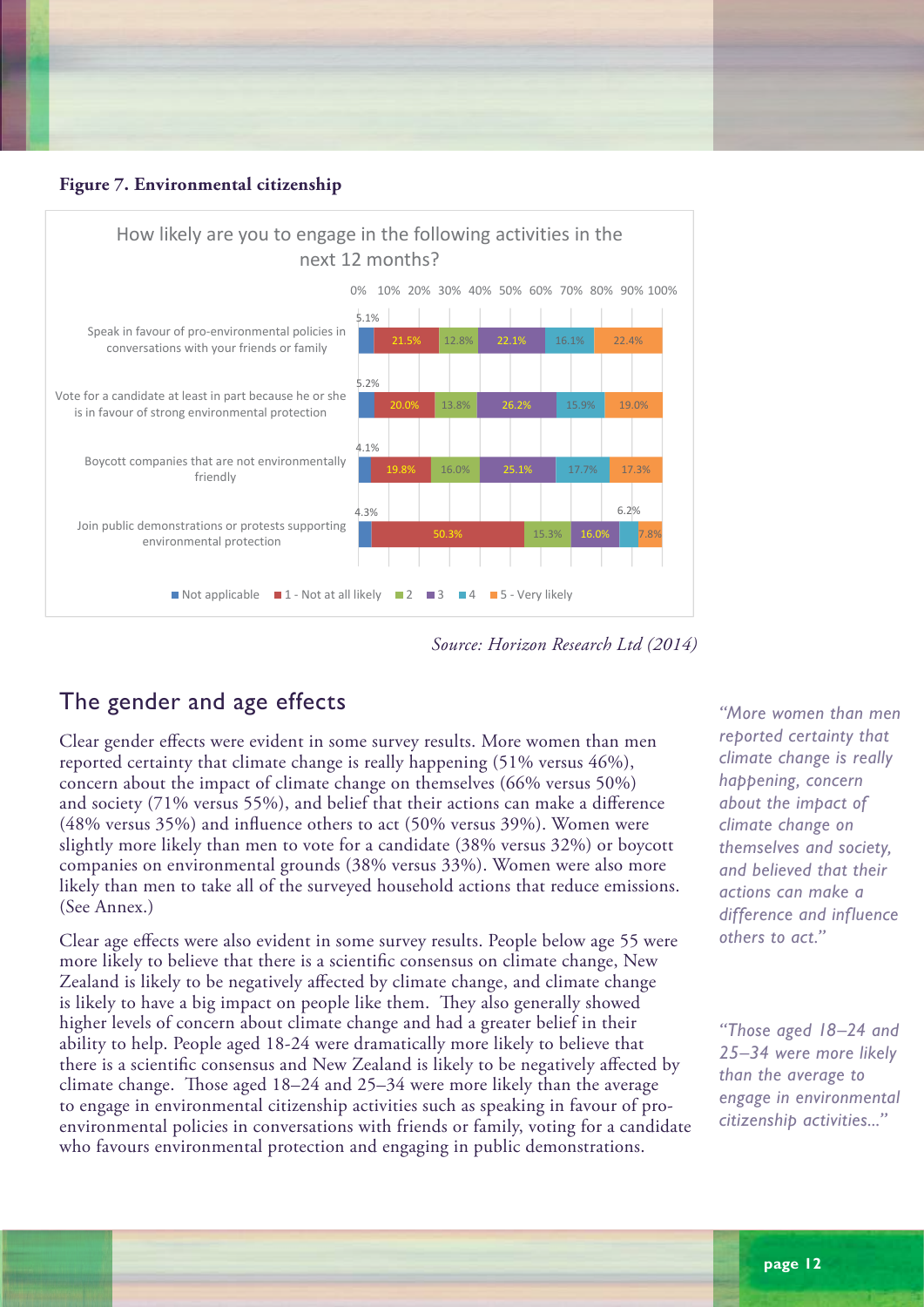**Figure 7. Environmental citizenship**

How likely are you to engage in the following activities in the next 12 months?

| Activity | Not applicable | 1 - Not at all likely | 2 | 3 | 4 | 5 - Very likely |
|---|---|---|---|---|---|---|
| Speak in favour of pro-environmental policies in conversations with your friends or family | 5.1% | 21.5% | 12.8% | 22.1% | 16.1% | 22.4% |
| Vote for a candidate at least in part because he or she is in favour of strong environmental protection | 5.2% | 20.0% | 13.8% | 26.2% | 15.9% | 19.0% |
| Boycott companies that are not environmentally friendly | 4.1% | 19.8% | 16.0% | 25.1% | 17.7% | 17.3% |
| Join public demonstrations or protests supporting environmental protection | 4.3% | 50.3% | 15.3% | 16.0% | 6.2% | 7.8% |

*Source: Horizon Research Ltd (2014)*

## The gender and age effects

Clear gender effects were evident in some survey results. More women than men reported certainty that climate change is really happening (51% versus 46%), concern about the impact of climate change on themselves (66% versus 50%) and society (71% versus 55%), and belief that their actions can make a difference (48% versus 35%) and influence others to act (50% versus 39%). Women were slightly more likely than men to vote for a candidate (38% versus 32%) or boycott companies on environmental grounds (38% versus 33%). Women were also more likely than men to take all of the surveyed household actions that reduce emissions. (See Annex.)

Clear age effects were also evident in some survey results. People below age 55 were more likely to believe that there is a scientific consensus on climate change, New Zealand is likely to be negatively affected by climate change, and climate change is likely to have a big impact on people like them. They also generally showed higher levels of concern about climate change and had a greater belief in their ability to help. People aged 18-24 were dramatically more likely to believe that there is a scientific consensus and New Zealand is likely to be negatively affected by climate change. Those aged 18–24 and 25–34 were more likely than the average to engage in environmental citizenship activities such as speaking in favour of pro-environmental policies in conversations with friends or family, voting for a candidate who favours environmental protection and engaging in public demonstrations.

*"More women than men reported certainty that climate change is really happening, concern about the impact of climate change on themselves and society, and believed that their actions can make a difference and influence others to act."*

*"Those aged 18–24 and 25–34 were more likely than the average to engage in environmental citizenship activities..."*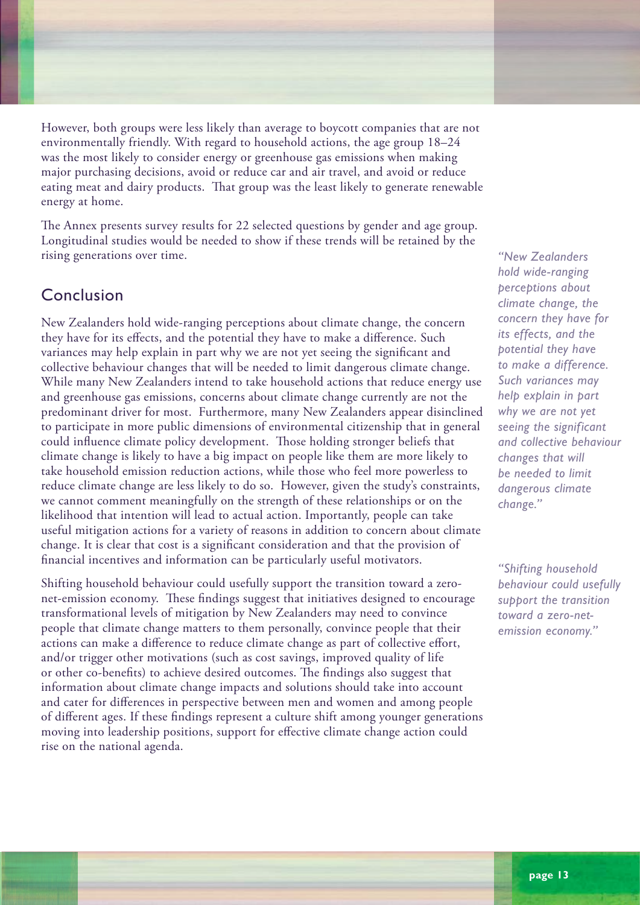However, both groups were less likely than average to boycott companies that are not environmentally friendly. With regard to household actions, the age group 18–24 was the most likely to consider energy or greenhouse gas emissions when making major purchasing decisions, avoid or reduce car and air travel, and avoid or reduce eating meat and dairy products. That group was the least likely to generate renewable energy at home.

The Annex presents survey results for 22 selected questions by gender and age group. Longitudinal studies would be needed to show if these trends will be retained by the rising generations over time.

## Conclusion

New Zealanders hold wide-ranging perceptions about climate change, the concern they have for its effects, and the potential they have to make a difference. Such variances may help explain in part why we are not yet seeing the significant and collective behaviour changes that will be needed to limit dangerous climate change. While many New Zealanders intend to take household actions that reduce energy use and greenhouse gas emissions, concerns about climate change currently are not the predominant driver for most. Furthermore, many New Zealanders appear disinclined to participate in more public dimensions of environmental citizenship that in general could influence climate policy development. Those holding stronger beliefs that climate change is likely to have a big impact on people like them are more likely to take household emission reduction actions, while those who feel more powerless to reduce climate change are less likely to do so. However, given the study's constraints, we cannot comment meaningfully on the strength of these relationships or on the likelihood that intention will lead to actual action. Importantly, people can take useful mitigation actions for a variety of reasons in addition to concern about climate change. It is clear that cost is a significant consideration and that the provision of financial incentives and information can be particularly useful motivators.

Shifting household behaviour could usefully support the transition toward a zero-net-emission economy. These findings suggest that initiatives designed to encourage transformational levels of mitigation by New Zealanders may need to convince people that climate change matters to them personally, convince people that their actions can make a difference to reduce climate change as part of collective effort, and/or trigger other motivations (such as cost savings, improved quality of life or other co-benefits) to achieve desired outcomes. The findings also suggest that information about climate change impacts and solutions should take into account and cater for differences in perspective between men and women and among people of different ages. If these findings represent a culture shift among younger generations moving into leadership positions, support for effective climate change action could rise on the national agenda.

*"New Zealanders hold wide-ranging perceptions about climate change, the concern they have for its effects, and the potential they have to make a difference. Such variances may help explain in part why we are not yet seeing the significant and collective behaviour changes that will be needed to limit dangerous climate change."*

*"Shifting household behaviour could usefully support the transition toward a zero-net-emission economy."*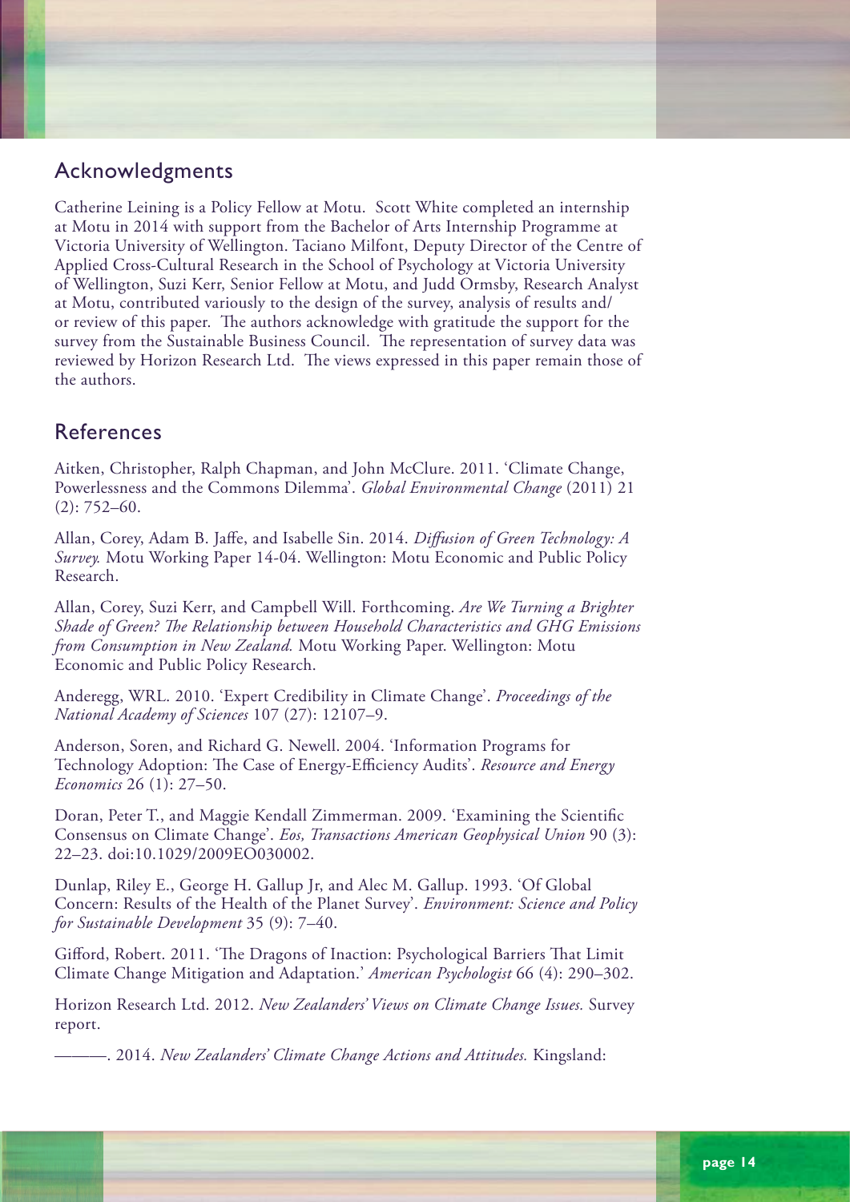## Acknowledgments

Catherine Leining is a Policy Fellow at Motu. Scott White completed an internship at Motu in 2014 with support from the Bachelor of Arts Internship Programme at Victoria University of Wellington. Taciano Milfont, Deputy Director of the Centre of Applied Cross-Cultural Research in the School of Psychology at Victoria University of Wellington, Suzi Kerr, Senior Fellow at Motu, and Judd Ormsby, Research Analyst at Motu, contributed variously to the design of the survey, analysis of results and/or review of this paper. The authors acknowledge with gratitude the support for the survey from the Sustainable Business Council. The representation of survey data was reviewed by Horizon Research Ltd. The views expressed in this paper remain those of the authors.

## References

Aitken, Christopher, Ralph Chapman, and John McClure. 2011. 'Climate Change, Powerlessness and the Commons Dilemma'. *Global Environmental Change* (2011) 21 (2): 752–60.

Allan, Corey, Adam B. Jaffe, and Isabelle Sin. 2014. *Diffusion of Green Technology: A Survey.* Motu Working Paper 14-04. Wellington: Motu Economic and Public Policy Research.

Allan, Corey, Suzi Kerr, and Campbell Will. Forthcoming. *Are We Turning a Brighter Shade of Green? The Relationship between Household Characteristics and GHG Emissions from Consumption in New Zealand.* Motu Working Paper. Wellington: Motu Economic and Public Policy Research.

Anderegg, WRL. 2010. 'Expert Credibility in Climate Change'. *Proceedings of the National Academy of Sciences* 107 (27): 12107–9.

Anderson, Soren, and Richard G. Newell. 2004. 'Information Programs for Technology Adoption: The Case of Energy-Efficiency Audits'. *Resource and Energy Economics* 26 (1): 27–50.

Doran, Peter T., and Maggie Kendall Zimmerman. 2009. 'Examining the Scientific Consensus on Climate Change'. *Eos, Transactions American Geophysical Union* 90 (3): 22–23. doi:10.1029/2009EO030002.

Dunlap, Riley E., George H. Gallup Jr, and Alec M. Gallup. 1993. 'Of Global Concern: Results of the Health of the Planet Survey'. *Environment: Science and Policy for Sustainable Development* 35 (9): 7–40.

Gifford, Robert. 2011. 'The Dragons of Inaction: Psychological Barriers That Limit Climate Change Mitigation and Adaptation.' *American Psychologist* 66 (4): 290–302.

Horizon Research Ltd. 2012. *New Zealanders' Views on Climate Change Issues.* Survey report.

———. 2014. *New Zealanders' Climate Change Actions and Attitudes.* Kingsland: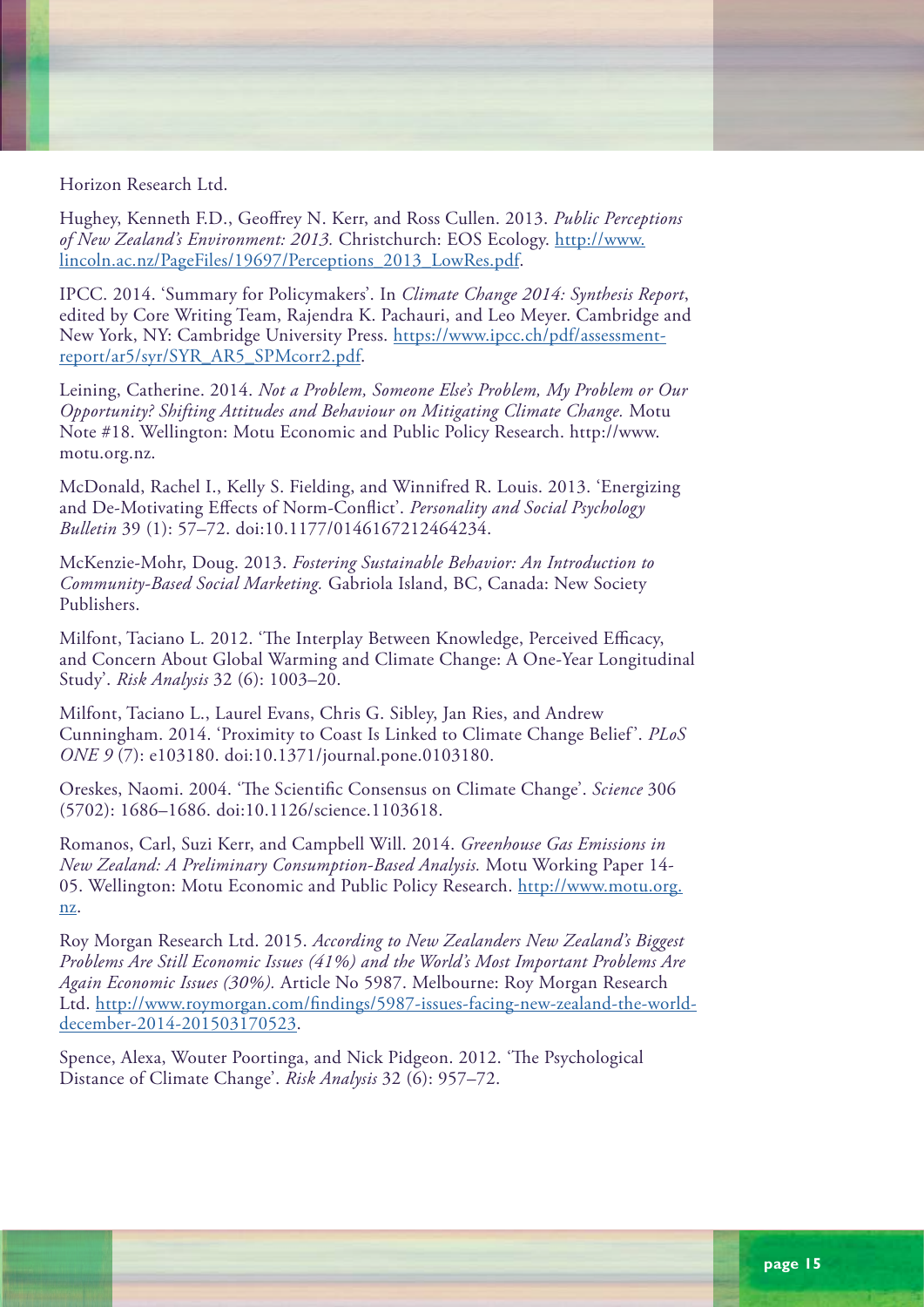Horizon Research Ltd.

Hughey, Kenneth F.D., Geoffrey N. Kerr, and Ross Cullen. 2013. *Public Perceptions of New Zealand's Environment: 2013.* Christchurch: EOS Ecology. http://www.lincoln.ac.nz/PageFiles/19697/Perceptions_2013_LowRes.pdf.

IPCC. 2014. 'Summary for Policymakers'. In *Climate Change 2014: Synthesis Report*, edited by Core Writing Team, Rajendra K. Pachauri, and Leo Meyer. Cambridge and New York, NY: Cambridge University Press. https://www.ipcc.ch/pdf/assessment-report/ar5/syr/SYR_AR5_SPMcorr2.pdf.

Leining, Catherine. 2014. *Not a Problem, Someone Else's Problem, My Problem or Our Opportunity? Shifting Attitudes and Behaviour on Mitigating Climate Change.* Motu Note #18. Wellington: Motu Economic and Public Policy Research. http://www.motu.org.nz.

McDonald, Rachel I., Kelly S. Fielding, and Winnifred R. Louis. 2013. 'Energizing and De-Motivating Effects of Norm-Conflict'. *Personality and Social Psychology Bulletin* 39 (1): 57–72. doi:10.1177/0146167212464234.

McKenzie-Mohr, Doug. 2013. *Fostering Sustainable Behavior: An Introduction to Community-Based Social Marketing.* Gabriola Island, BC, Canada: New Society Publishers.

Milfont, Taciano L. 2012. 'The Interplay Between Knowledge, Perceived Efficacy, and Concern About Global Warming and Climate Change: A One-Year Longitudinal Study'. *Risk Analysis* 32 (6): 1003–20.

Milfont, Taciano L., Laurel Evans, Chris G. Sibley, Jan Ries, and Andrew Cunningham. 2014. 'Proximity to Coast Is Linked to Climate Change Belief'. *PLoS ONE 9* (7): e103180. doi:10.1371/journal.pone.0103180.

Oreskes, Naomi. 2004. 'The Scientific Consensus on Climate Change'. *Science* 306 (5702): 1686–1686. doi:10.1126/science.1103618.

Romanos, Carl, Suzi Kerr, and Campbell Will. 2014. *Greenhouse Gas Emissions in New Zealand: A Preliminary Consumption-Based Analysis.* Motu Working Paper 14-05. Wellington: Motu Economic and Public Policy Research. http://www.motu.org.nz.

Roy Morgan Research Ltd. 2015. *According to New Zealanders New Zealand's Biggest Problems Are Still Economic Issues (41%) and the World's Most Important Problems Are Again Economic Issues (30%).* Article No 5987. Melbourne: Roy Morgan Research Ltd. http://www.roymorgan.com/findings/5987-issues-facing-new-zealand-the-world-december-2014-201503170523.

Spence, Alexa, Wouter Poortinga, and Nick Pidgeon. 2012. 'The Psychological Distance of Climate Change'. *Risk Analysis* 32 (6): 957–72.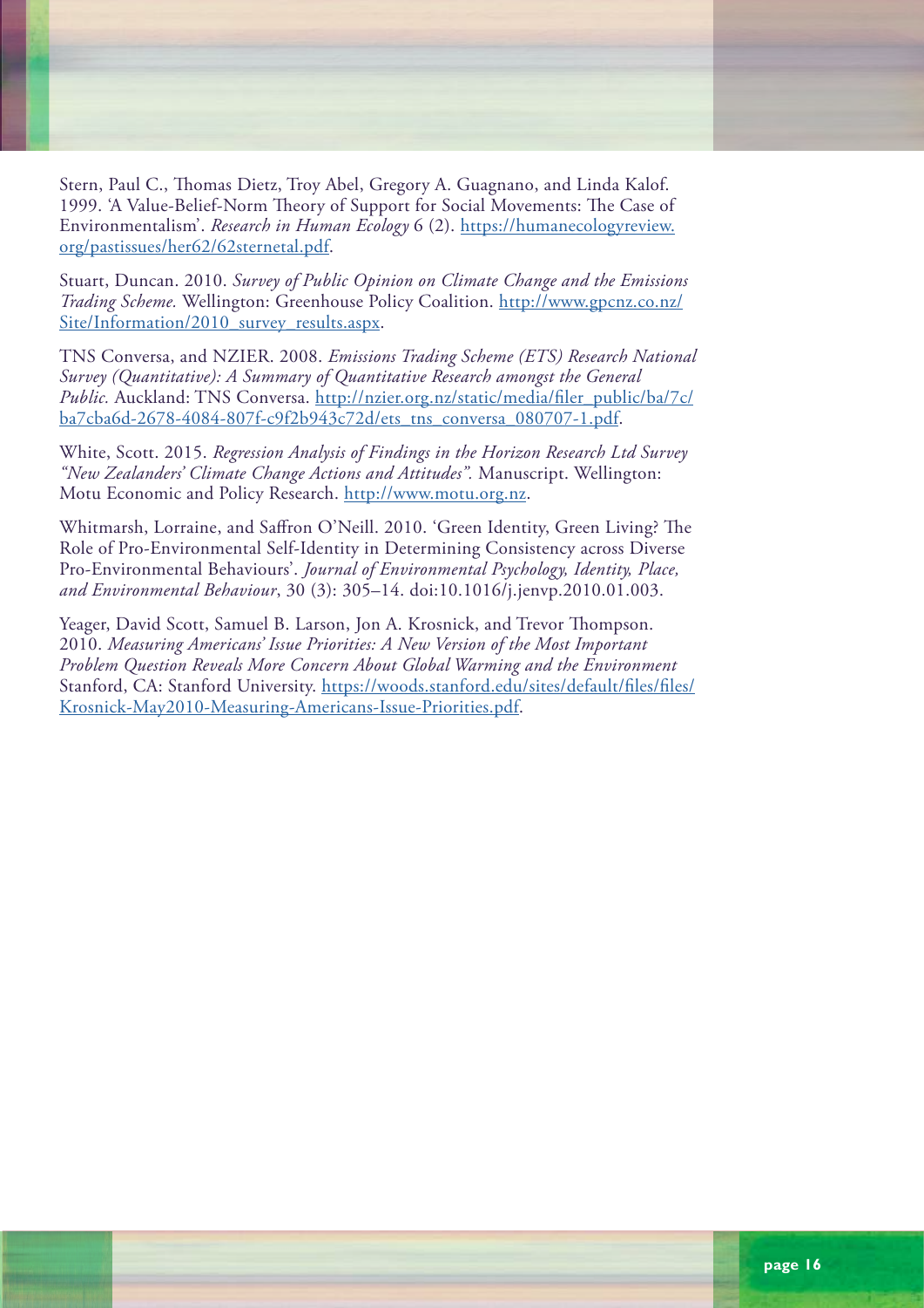Stern, Paul C., Thomas Dietz, Troy Abel, Gregory A. Guagnano, and Linda Kalof. 1999. 'A Value-Belief-Norm Theory of Support for Social Movements: The Case of Environmentalism'. *Research in Human Ecology* 6 (2). https://humanecologyreview.org/pastissues/her62/62sternetal.pdf.

Stuart, Duncan. 2010. *Survey of Public Opinion on Climate Change and the Emissions Trading Scheme.* Wellington: Greenhouse Policy Coalition. http://www.gpcnz.co.nz/Site/Information/2010_survey_results.aspx.

TNS Conversa, and NZIER. 2008. *Emissions Trading Scheme (ETS) Research National Survey (Quantitative): A Summary of Quantitative Research amongst the General Public.* Auckland: TNS Conversa. http://nzier.org.nz/static/media/filer_public/ba/7c/ba7cba6d-2678-4084-807f-c9f2b943c72d/ets_tns_conversa_080707-1.pdf.

White, Scott. 2015. *Regression Analysis of Findings in the Horizon Research Ltd Survey "New Zealanders' Climate Change Actions and Attitudes".* Manuscript. Wellington: Motu Economic and Policy Research. http://www.motu.org.nz.

Whitmarsh, Lorraine, and Saffron O'Neill. 2010. 'Green Identity, Green Living? The Role of Pro-Environmental Self-Identity in Determining Consistency across Diverse Pro-Environmental Behaviours'. *Journal of Environmental Psychology, Identity, Place, and Environmental Behaviour*, 30 (3): 305–14. doi:10.1016/j.jenvp.2010.01.003.

Yeager, David Scott, Samuel B. Larson, Jon A. Krosnick, and Trevor Thompson. 2010. *Measuring Americans' Issue Priorities: A New Version of the Most Important Problem Question Reveals More Concern About Global Warming and the Environment* Stanford, CA: Stanford University. https://woods.stanford.edu/sites/default/files/files/Krosnick-May2010-Measuring-Americans-Issue-Priorities.pdf.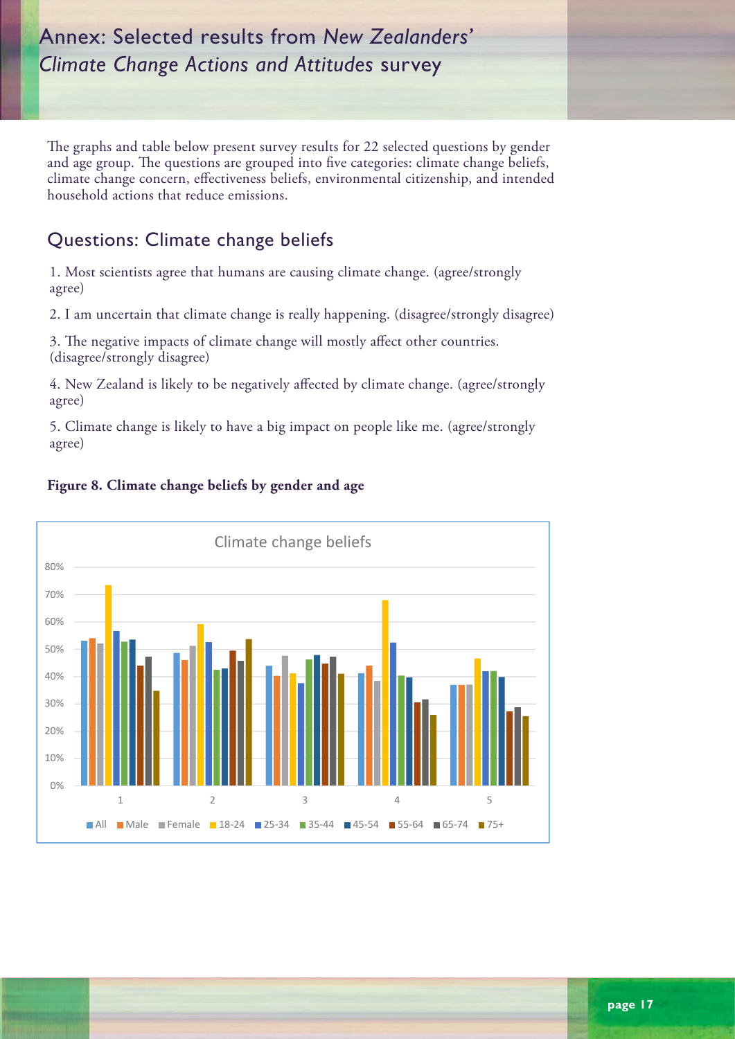# Annex: Selected results from *New Zealanders' Climate Change Actions and Attitudes* survey

The graphs and table below present survey results for 22 selected questions by gender and age group. The questions are grouped into five categories: climate change beliefs, climate change concern, effectiveness beliefs, environmental citizenship, and intended household actions that reduce emissions.

## Questions: Climate change beliefs

1. Most scientists agree that humans are causing climate change. (agree/strongly agree)

2. I am uncertain that climate change is really happening. (disagree/strongly disagree)

3. The negative impacts of climate change will mostly affect other countries. (disagree/strongly disagree)

4. New Zealand is likely to be negatively affected by climate change. (agree/strongly agree)

5. Climate change is likely to have a big impact on people like me. (agree/strongly agree)

**Figure 8. Climate change beliefs by gender and age**

Climate change beliefs

80%
70%
60%
50%
40%
30%
20%
10%
0%

1 2 3 4 5

All, Male, Female, 18-24, 25-34, 35-44, 45-54, 55-64, 65-74, 75+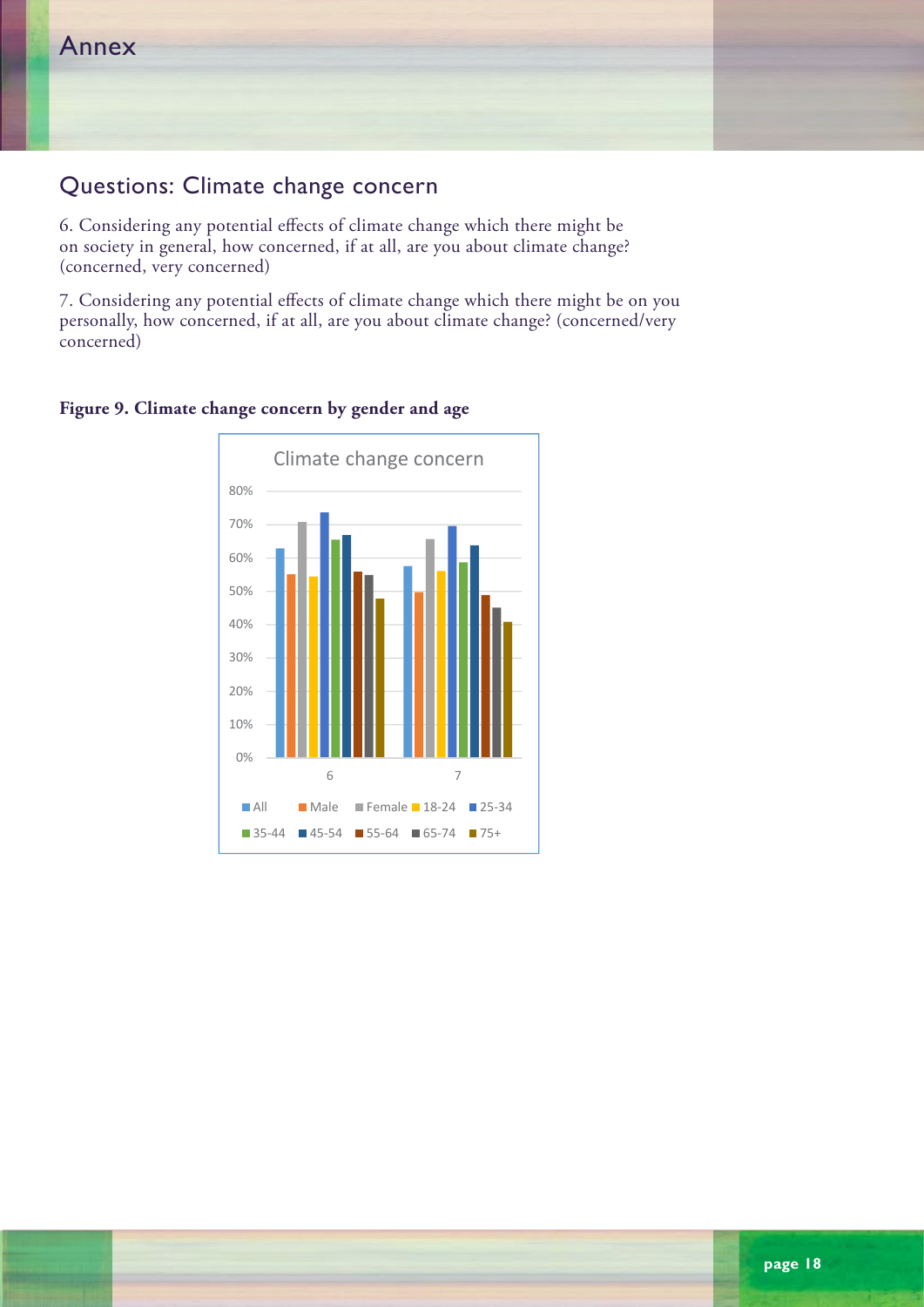# Annex

## Questions: Climate change concern

6. Considering any potential effects of climate change which there might be on society in general, how concerned, if at all, are you about climate change? (concerned, very concerned)

7. Considering any potential effects of climate change which there might be on you personally, how concerned, if at all, are you about climate change? (concerned/very concerned)

**Figure 9. Climate change concern by gender and age**

Climate change concern

80%
70%
60%
50%
40%
30%
20%
10%
0%

6 7

All Male Female 18-24 25-34 35-44 45-54 55-64 65-74 75+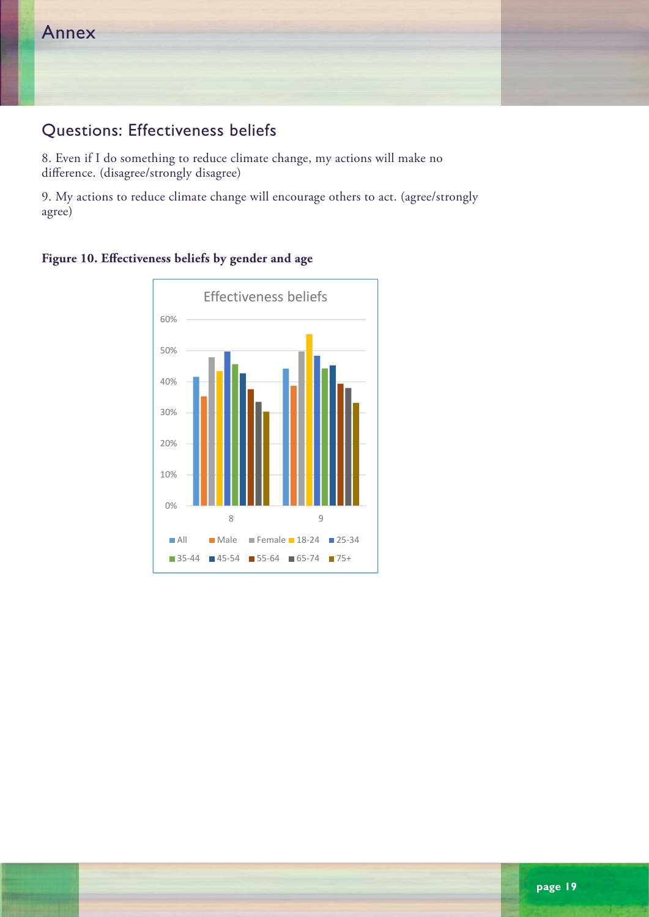# Annex

## Questions: Effectiveness beliefs

8. Even if I do something to reduce climate change, my actions will make no difference. (disagree/strongly disagree)

9. My actions to reduce climate change will encourage others to act. (agree/strongly agree)

**Figure 10. Effectiveness beliefs by gender and age**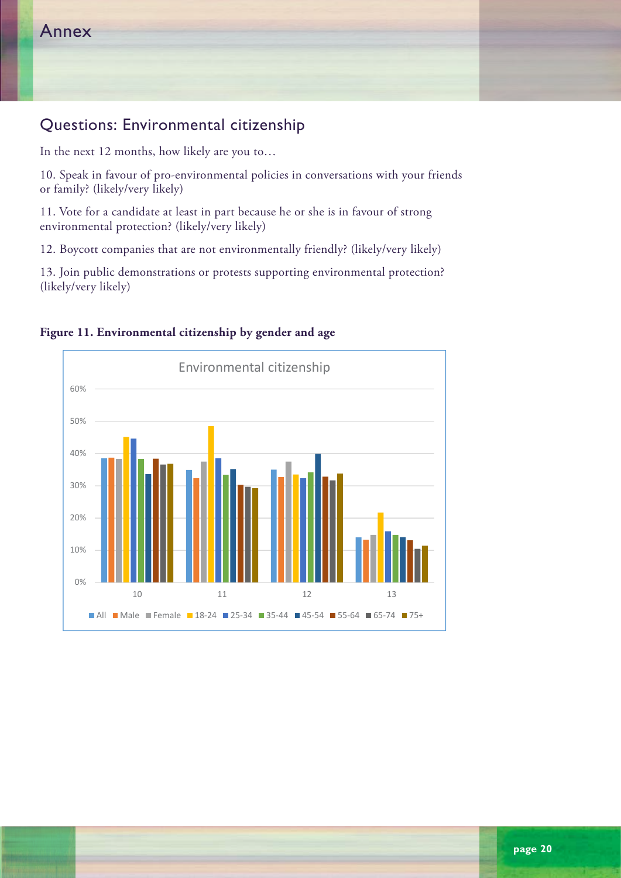# Annex

## Questions: Environmental citizenship

In the next 12 months, how likely are you to…

10. Speak in favour of pro-environmental policies in conversations with your friends or family? (likely/very likely)

11. Vote for a candidate at least in part because he or she is in favour of strong environmental protection? (likely/very likely)

12. Boycott companies that are not environmentally friendly? (likely/very likely)

13. Join public demonstrations or protests supporting environmental protection? (likely/very likely)

**Figure 11. Environmental citizenship by gender and age**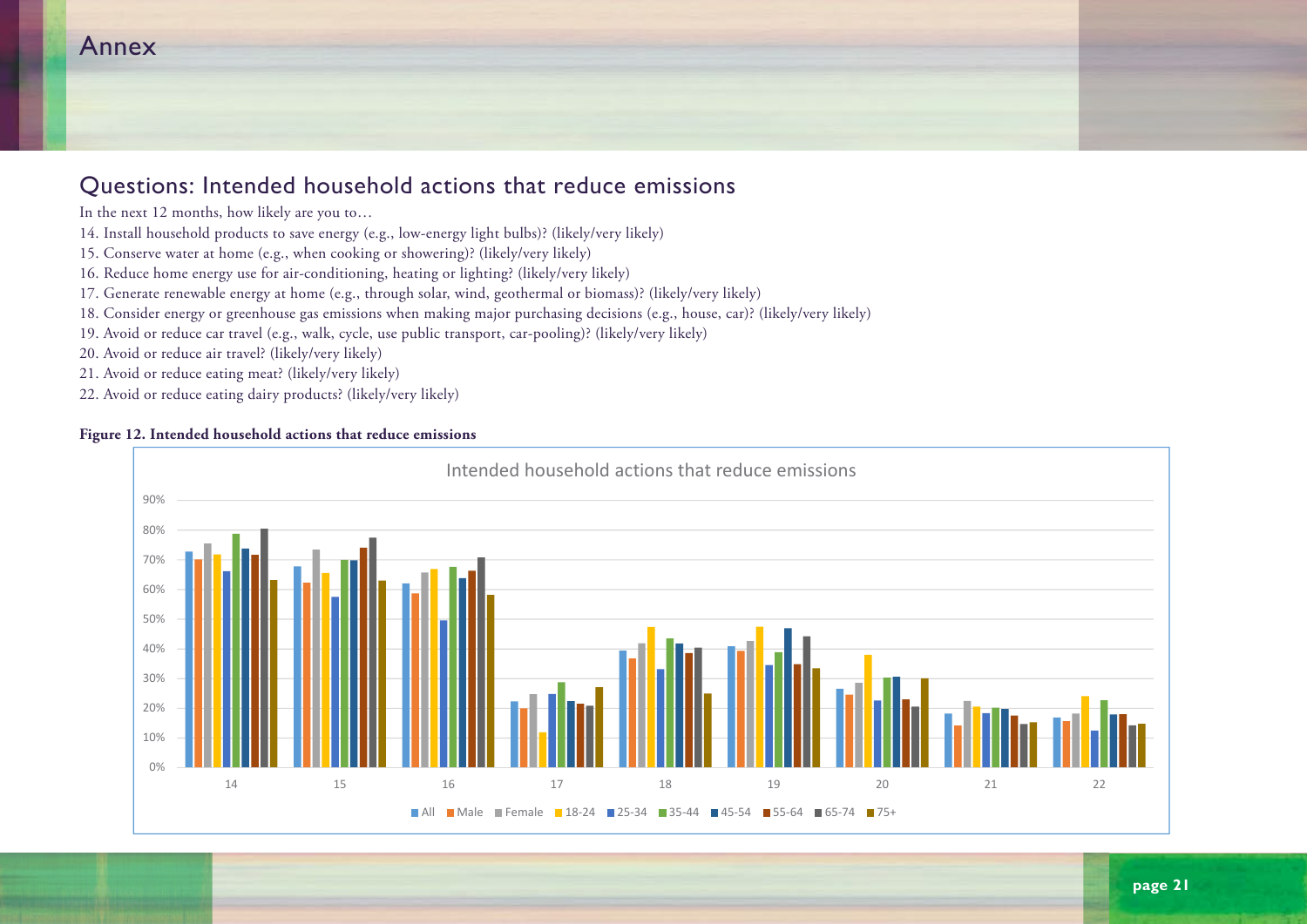# Annex

## Questions: Intended household actions that reduce emissions

In the next 12 months, how likely are you to…

14. Install household products to save energy (e.g., low-energy light bulbs)? (likely/very likely)
15. Conserve water at home (e.g., when cooking or showering)? (likely/very likely)
16. Reduce home energy use for air-conditioning, heating or lighting? (likely/very likely)
17. Generate renewable energy at home (e.g., through solar, wind, geothermal or biomass)? (likely/very likely)
18. Consider energy or greenhouse gas emissions when making major purchasing decisions (e.g., house, car)? (likely/very likely)
19. Avoid or reduce car travel (e.g., walk, cycle, use public transport, car-pooling)? (likely/very likely)
20. Avoid or reduce air travel? (likely/very likely)
21. Avoid or reduce eating meat? (likely/very likely)
22. Avoid or reduce eating dairy products? (likely/very likely)

**Figure 12. Intended household actions that reduce emissions**

Intended household actions that reduce emissions

| Question | All | Male | Female | 18-24 | 25-34 | 35-44 | 45-54 | 55-64 | 65-74 | 75+ |
|---|---|---|---|---|---|---|---|---|---|---|
| 14 | 73% | 70% | 76% | 72% | 66% | 79% | 74% | 72% | 81% | 63% |
| 15 | 68% | 62% | 74% | 66% | 58% | 70% | 70% | 74% | 78% | 63% |
| 16 | 62% | 59% | 66% | 67% | 50% | 68% | 64% | 66% | 71% | 58% |
| 17 | 22% | 20% | 25% | 12% | 25% | 29% | 22% | 22% | 21% | 27% |
| 18 | 39% | 37% | 42% | 47% | 33% | 44% | 42% | 39% | 40% | 25% |
| 19 | 41% | 39% | 43% | 47% | 35% | 39% | 47% | 35% | 44% | 34% |
| 20 | 26% | 25% | 29% | 38% | 23% | 30% | 31% | 23% | 21% | 30% |
| 21 | 18% | 14% | 23% | 21% | 18% | 20% | 20% | 18% | 15% | 15% |
| 22 | 17% | 16% | 18% | 24% | 13% | 23% | 18% | 18% | 14% | 15% |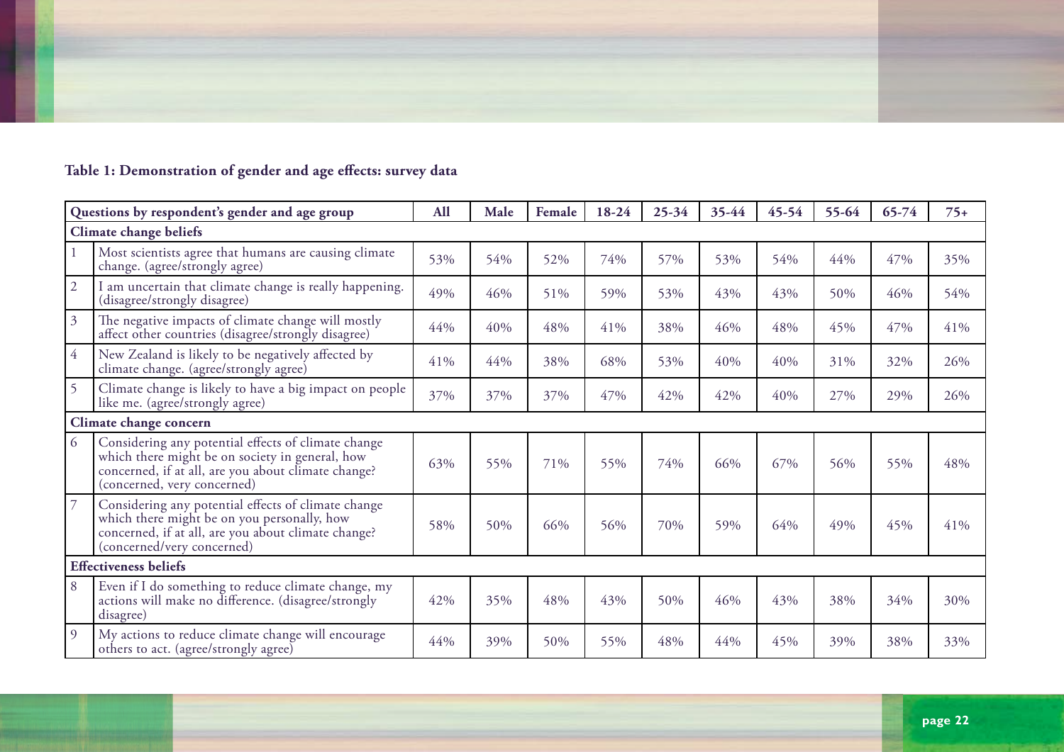**Table 1: Demonstration of gender and age effects: survey data**

| Questions by respondent's gender and age group | | All | Male | Female | 18-24 | 25-34 | 35-44 | 45-54 | 55-64 | 65-74 | 75+ |
|---|---|---|---|---|---|---|---|---|---|---|---|
| **Climate change beliefs** | | | | | | | | | | | |
| 1 | Most scientists agree that humans are causing climate change. (agree/strongly agree) | 53% | 54% | 52% | 74% | 57% | 53% | 54% | 44% | 47% | 35% |
| 2 | I am uncertain that climate change is really happening. (disagree/strongly disagree) | 49% | 46% | 51% | 59% | 53% | 43% | 43% | 50% | 46% | 54% |
| 3 | The negative impacts of climate change will mostly affect other countries (disagree/strongly disagree) | 44% | 40% | 48% | 41% | 38% | 46% | 48% | 45% | 47% | 41% |
| 4 | New Zealand is likely to be negatively affected by climate change. (agree/strongly agree) | 41% | 44% | 38% | 68% | 53% | 40% | 40% | 31% | 32% | 26% |
| 5 | Climate change is likely to have a big impact on people like me. (agree/strongly agree) | 37% | 37% | 37% | 47% | 42% | 42% | 40% | 27% | 29% | 26% |
| **Climate change concern** | | | | | | | | | | | |
| 6 | Considering any potential effects of climate change which there might be on society in general, how concerned, if at all, are you about climate change? (concerned, very concerned) | 63% | 55% | 71% | 55% | 74% | 66% | 67% | 56% | 55% | 48% |
| 7 | Considering any potential effects of climate change which there might be on you personally, how concerned, if at all, are you about climate change? (concerned/very concerned) | 58% | 50% | 66% | 56% | 70% | 59% | 64% | 49% | 45% | 41% |
| **Effectiveness beliefs** | | | | | | | | | | | |
| 8 | Even if I do something to reduce climate change, my actions will make no difference. (disagree/strongly disagree) | 42% | 35% | 48% | 43% | 50% | 46% | 43% | 38% | 34% | 30% |
| 9 | My actions to reduce climate change will encourage others to act. (agree/strongly agree) | 44% | 39% | 50% | 55% | 48% | 44% | 45% | 39% | 38% | 33% |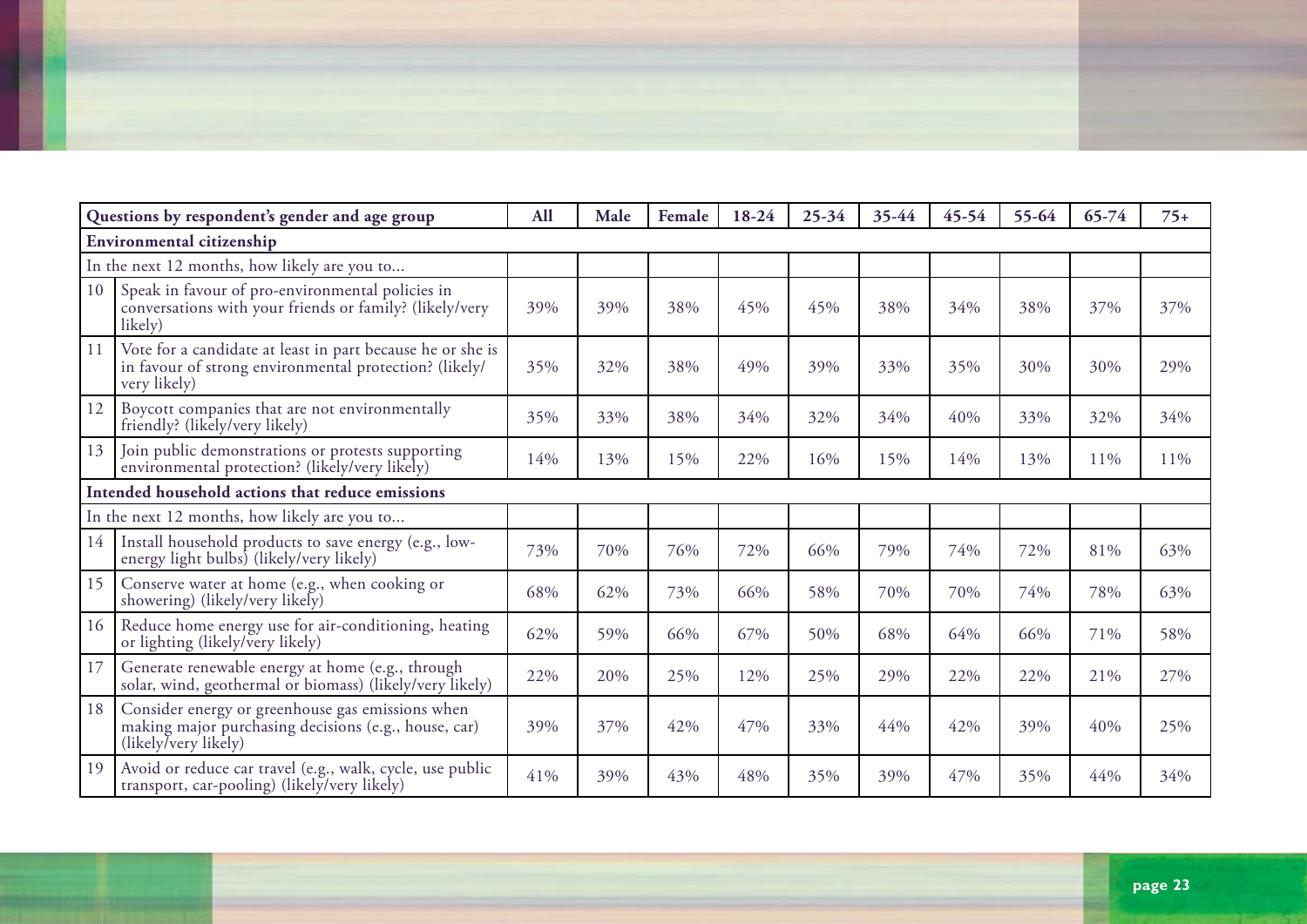| Questions by respondent's gender and age group | | All | Male | Female | 18-24 | 25-34 | 35-44 | 45-54 | 55-64 | 65-74 | 75+ |
|---|---|---|---|---|---|---|---|---|---|---|---|
| **Environmental citizenship** | | | | | | | | | | | |
| In the next 12 months, how likely are you to... | | | | | | | | | | | |
| 10 | Speak in favour of pro-environmental policies in conversations with your friends or family? (likely/very likely) | 39% | 39% | 38% | 45% | 45% | 38% | 34% | 38% | 37% | 37% |
| 11 | Vote for a candidate at least in part because he or she is in favour of strong environmental protection? (likely/very likely) | 35% | 32% | 38% | 49% | 39% | 33% | 35% | 30% | 30% | 29% |
| 12 | Boycott companies that are not environmentally friendly? (likely/very likely) | 35% | 33% | 38% | 34% | 32% | 34% | 40% | 33% | 32% | 34% |
| 13 | Join public demonstrations or protests supporting environmental protection? (likely/very likely) | 14% | 13% | 15% | 22% | 16% | 15% | 14% | 13% | 11% | 11% |
| **Intended household actions that reduce emissions** | | | | | | | | | | | |
| In the next 12 months, how likely are you to... | | | | | | | | | | | |
| 14 | Install household products to save energy (e.g., low-energy light bulbs) (likely/very likely) | 73% | 70% | 76% | 72% | 66% | 79% | 74% | 72% | 81% | 63% |
| 15 | Conserve water at home (e.g., when cooking or showering) (likely/very likely) | 68% | 62% | 73% | 66% | 58% | 70% | 70% | 74% | 78% | 63% |
| 16 | Reduce home energy use for air-conditioning, heating or lighting (likely/very likely) | 62% | 59% | 66% | 67% | 50% | 68% | 64% | 66% | 71% | 58% |
| 17 | Generate renewable energy at home (e.g., through solar, wind, geothermal or biomass) (likely/very likely) | 22% | 20% | 25% | 12% | 25% | 29% | 22% | 22% | 21% | 27% |
| 18 | Consider energy or greenhouse gas emissions when making major purchasing decisions (e.g., house, car) (likely/very likely) | 39% | 37% | 42% | 47% | 33% | 44% | 42% | 39% | 40% | 25% |
| 19 | Avoid or reduce car travel (e.g., walk, cycle, use public transport, car-pooling) (likely/very likely) | 41% | 39% | 43% | 48% | 35% | 39% | 47% | 35% | 44% | 34% |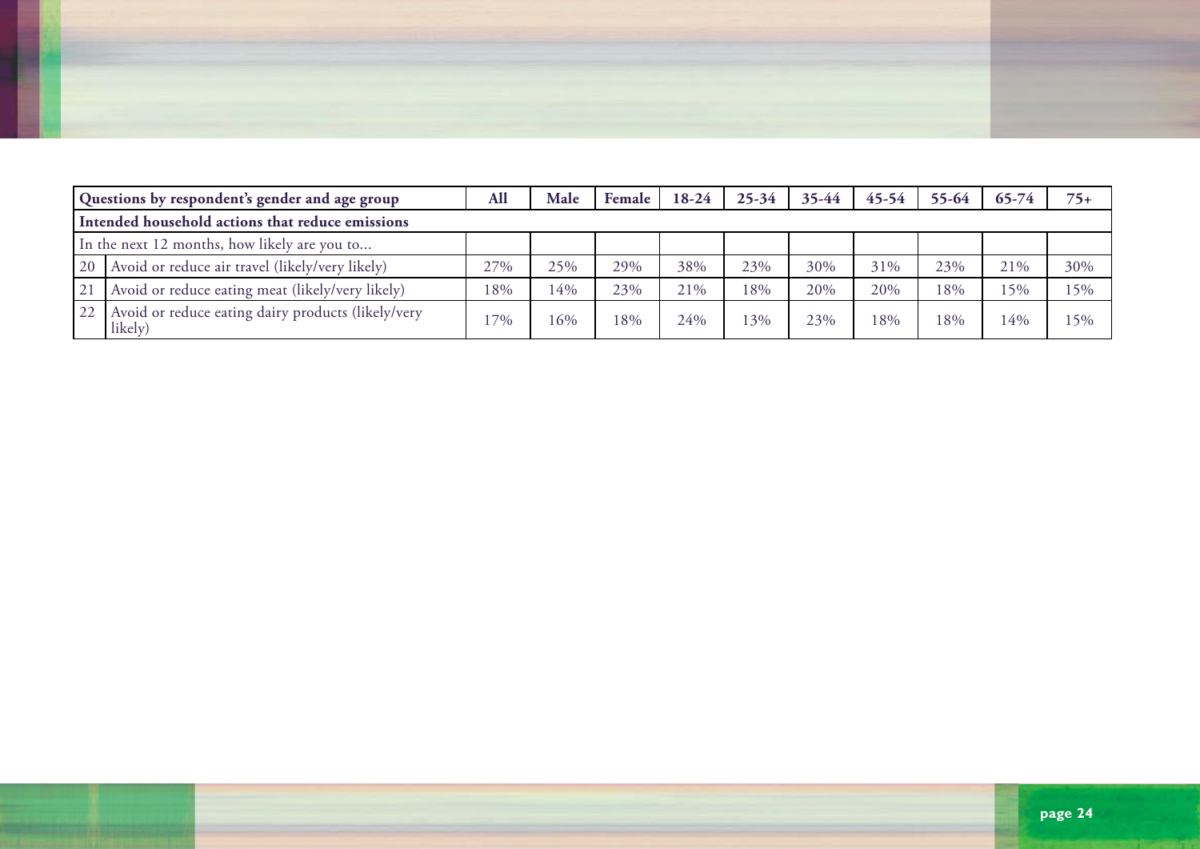| Questions by respondent's gender and age group | | All | Male | Female | 18-24 | 25-34 | 35-44 | 45-54 | 55-64 | 65-74 | 75+ |
|---|---|---|---|---|---|---|---|---|---|---|---|
| **Intended household actions that reduce emissions** | | | | | | | | | | | |
| In the next 12 months, how likely are you to... | | | | | | | | | | | |
| 20 | Avoid or reduce air travel (likely/very likely) | 27% | 25% | 29% | 38% | 23% | 30% | 31% | 23% | 21% | 30% |
| 21 | Avoid or reduce eating meat (likely/very likely) | 18% | 14% | 23% | 21% | 18% | 20% | 20% | 18% | 15% | 15% |
| 22 | Avoid or reduce eating dairy products (likely/very likely) | 17% | 16% | 18% | 24% | 13% | 23% | 18% | 18% | 14% | 15% |